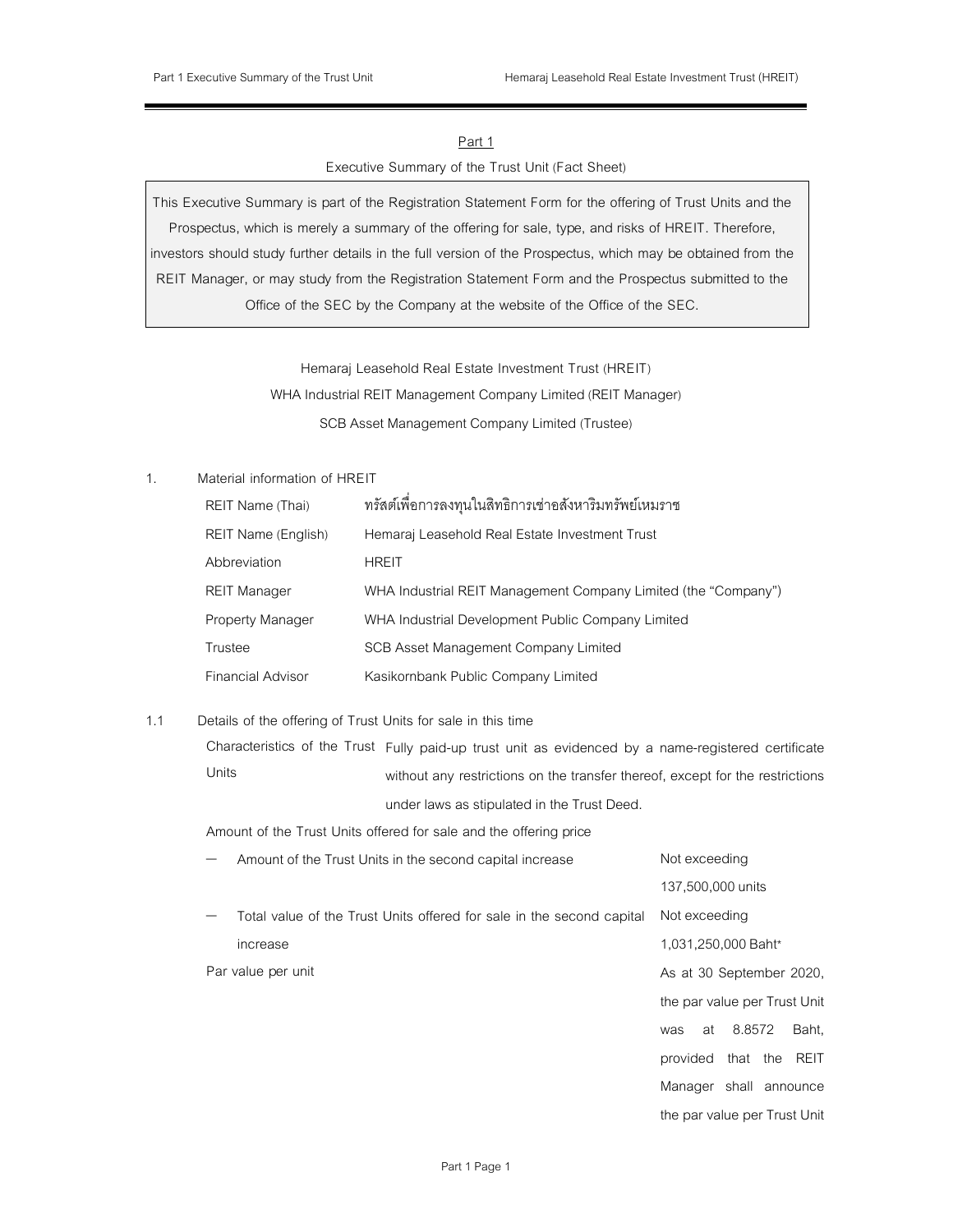## Part 1

### Executive Summary of the Trust Unit (Fact Sheet)

> This Executive Summary is part of the Registration Statement Form for the offering of Trust Units and the Prospectus, which is merely a summary of the offering for sale, type, and risks of HREIT. Therefore, investors should study further details in the full version of the Prospectus, which may be obtained from the REIT Manager, or may study from the Registration Statement Form and the Prospectus submitted to the Office of the SEC by the Company at the website of the Office of the SEC.

Hemaraj Leasehold Real Estate Investment Trust (HREIT)

WHA Industrial REIT Management Company Limited (REIT Manager)

SCB Asset Management Company Limited (Trustee)

1. Material information of HREIT

| | |
|---|---|
| REIT Name (Thai) | ทรัสต์เพื่อการลงทุนในสิทธิการเช่าอสังหาริมทรัพย์เหมราช |
| REIT Name (English) | Hemaraj Leasehold Real Estate Investment Trust |
| Abbreviation | HREIT |
| REIT Manager | WHA Industrial REIT Management Company Limited (the "Company") |
| Property Manager | WHA Industrial Development Public Company Limited |
| Trustee | SCB Asset Management Company Limited |
| Financial Advisor | Kasikornbank Public Company Limited |

1.1 Details of the offering of Trust Units for sale in this time

Characteristics of the Trust Units: Fully paid-up trust unit as evidenced by a name-registered certificate without any restrictions on the transfer thereof, except for the restrictions under laws as stipulated in the Trust Deed.

Amount of the Trust Units offered for sale and the offering price

| | |
|---|---|
| – Amount of the Trust Units in the second capital increase | Not exceeding 137,500,000 units |
| – Total value of the Trust Units offered for sale in the second capital increase | Not exceeding 1,031,250,000 Baht* |
| Par value per unit | As at 30 September 2020, the par value per Trust Unit was at 8.8572 Baht, provided that the REIT Manager shall announce the par value per Trust Unit |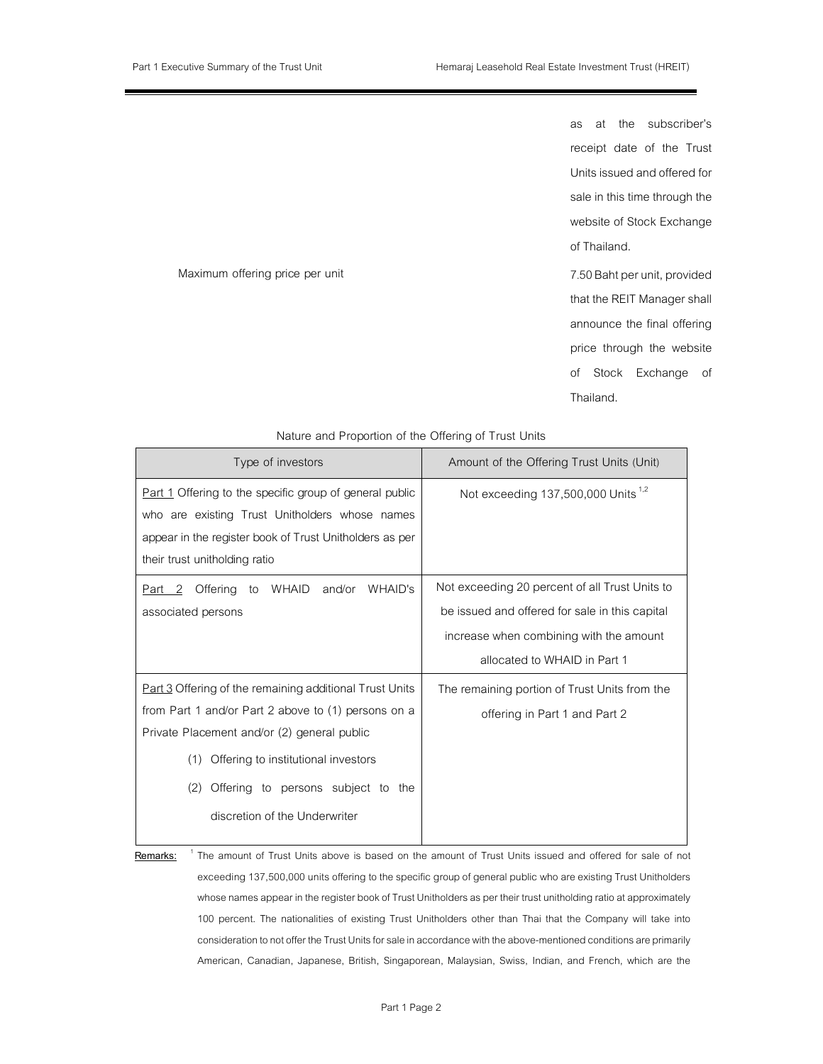| | |
|---|---|
| | as at the subscriber's receipt date of the Trust Units issued and offered for sale in this time through the website of Stock Exchange of Thailand. |
| Maximum offering price per unit | 7.50 Baht per unit, provided that the REIT Manager shall announce the final offering price through the website of Stock Exchange of Thailand. |

Nature and Proportion of the Offering of Trust Units

| Type of investors | Amount of the Offering Trust Units (Unit) |
|---|---|
| Part 1 Offering to the specific group of general public who are existing Trust Unitholders whose names appear in the register book of Trust Unitholders as per their trust unitholding ratio | Not exceeding 137,500,000 Units [1,2] |
| Part 2 Offering to WHAID and/or WHAID's associated persons | Not exceeding 20 percent of all Trust Units to be issued and offered for sale in this capital increase when combining with the amount allocated to WHAID in Part 1 |
| Part 3 Offering of the remaining additional Trust Units from Part 1 and/or Part 2 above to (1) persons on a Private Placement and/or (2) general public<br>(1) Offering to institutional investors<br>(2) Offering to persons subject to the discretion of the Underwriter | The remaining portion of Trust Units from the offering in Part 1 and Part 2 |

**Remarks:** [1] The amount of Trust Units above is based on the amount of Trust Units issued and offered for sale of not exceeding 137,500,000 units offering to the specific group of general public who are existing Trust Unitholders whose names appear in the register book of Trust Unitholders as per their trust unitholding ratio at approximately 100 percent. The nationalities of existing Trust Unitholders other than Thai that the Company will take into consideration to not offer the Trust Units for sale in accordance with the above-mentioned conditions are primarily American, Canadian, Japanese, British, Singaporean, Malaysian, Swiss, Indian, and French, which are the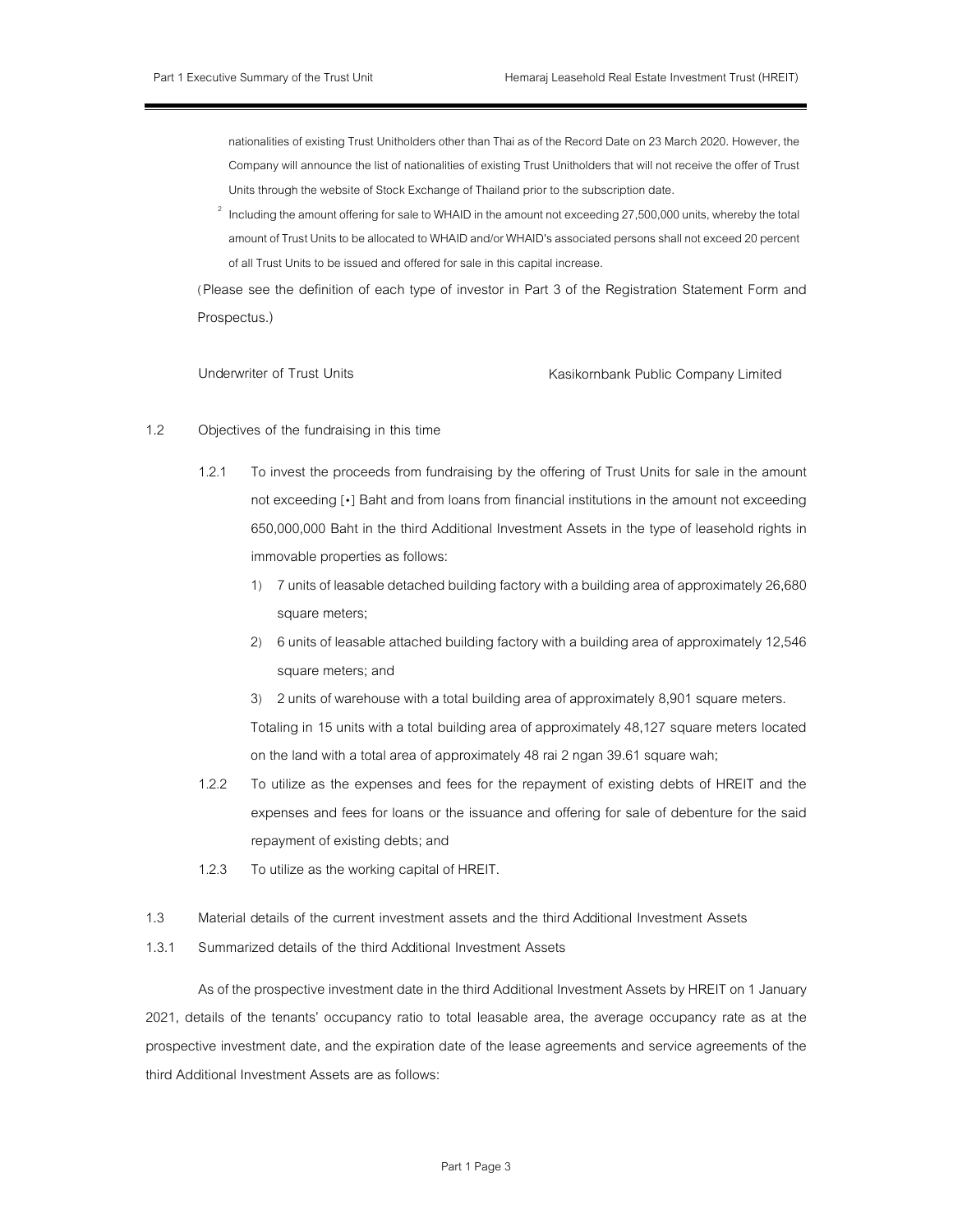nationalities of existing Trust Unitholders other than Thai as of the Record Date on 23 March 2020. However, the Company will announce the list of nationalities of existing Trust Unitholders that will not receive the offer of Trust Units through the website of Stock Exchange of Thailand prior to the subscription date.

[2] Including the amount offering for sale to WHAID in the amount not exceeding 27,500,000 units, whereby the total amount of Trust Units to be allocated to WHAID and/or WHAID's associated persons shall not exceed 20 percent of all Trust Units to be issued and offered for sale in this capital increase.

(Please see the definition of each type of investor in Part 3 of the Registration Statement Form and Prospectus.)

Underwriter of Trust Units — Kasikornbank Public Company Limited

1.2 Objectives of the fundraising in this time

1.2.1 To invest the proceeds from fundraising by the offering of Trust Units for sale in the amount not exceeding [•] Baht and from loans from financial institutions in the amount not exceeding 650,000,000 Baht in the third Additional Investment Assets in the type of leasehold rights in immovable properties as follows:

1) 7 units of leasable detached building factory with a building area of approximately 26,680 square meters;
2) 6 units of leasable attached building factory with a building area of approximately 12,546 square meters; and
3) 2 units of warehouse with a total building area of approximately 8,901 square meters.

Totaling in 15 units with a total building area of approximately 48,127 square meters located on the land with a total area of approximately 48 rai 2 ngan 39.61 square wah;

1.2.2 To utilize as the expenses and fees for the repayment of existing debts of HREIT and the expenses and fees for loans or the issuance and offering for sale of debenture for the said repayment of existing debts; and

1.2.3 To utilize as the working capital of HREIT.

1.3 Material details of the current investment assets and the third Additional Investment Assets

1.3.1 Summarized details of the third Additional Investment Assets

As of the prospective investment date in the third Additional Investment Assets by HREIT on 1 January 2021, details of the tenants' occupancy ratio to total leasable area, the average occupancy rate as at the prospective investment date, and the expiration date of the lease agreements and service agreements of the third Additional Investment Assets are as follows: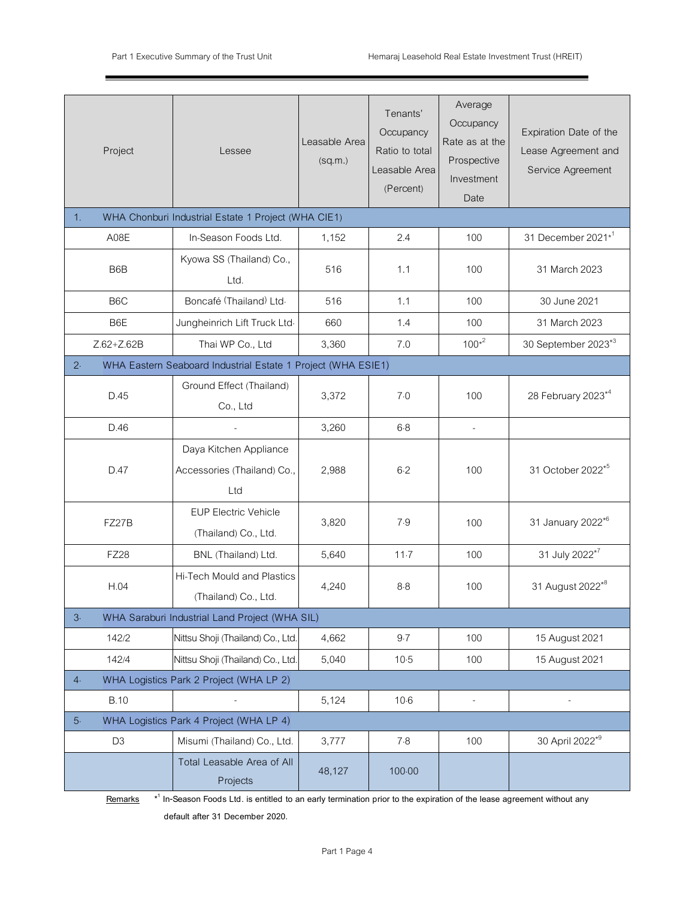| Project | Lessee | Leasable Area (sq.m.) | Tenants' Occupancy Ratio to total Leasable Area (Percent) | Average Occupancy Rate as at the Prospective Investment Date | Expiration Date of the Lease Agreement and Service Agreement |
|---|---|---|---|---|---|
| 1. WHA Chonburi Industrial Estate 1 Project (WHA CIE1) | | | | | |
| A08E | In-Season Foods Ltd. | 1,152 | 2.4 | 100 | 31 December 2021*[1] |
| B6B | Kyowa SS (Thailand) Co., Ltd. | 516 | 1.1 | 100 | 31 March 2023 |
| B6C | Boncafé (Thailand) Ltd. | 516 | 1.1 | 100 | 30 June 2021 |
| B6E | Jungheinrich Lift Truck Ltd. | 660 | 1.4 | 100 | 31 March 2023 |
| Z.62+Z.62B | Thai WP Co., Ltd | 3,360 | 7.0 | 100*[2] | 30 September 2023*[3] |
| 2. WHA Eastern Seaboard Industrial Estate 1 Project (WHA ESIE1) | | | | | |
| D.45 | Ground Effect (Thailand) Co., Ltd | 3,372 | 7.0 | 100 | 28 February 2023*[4] |
| D.46 | - | 3,260 | 6.8 | - | |
| D.47 | Daya Kitchen Appliance Accessories (Thailand) Co., Ltd | 2,988 | 6.2 | 100 | 31 October 2022*[5] |
| FZ27B | EUP Electric Vehicle (Thailand) Co., Ltd. | 3,820 | 7.9 | 100 | 31 January 2022*[6] |
| FZ28 | BNL (Thailand) Ltd. | 5,640 | 11.7 | 100 | 31 July 2022*[7] |
| H.04 | Hi-Tech Mould and Plastics (Thailand) Co., Ltd. | 4,240 | 8.8 | 100 | 31 August 2022*[8] |
| 3. WHA Saraburi Industrial Land Project (WHA SIL) | | | | | |
| 142/2 | Nittsu Shoji (Thailand) Co., Ltd. | 4,662 | 9.7 | 100 | 15 August 2021 |
| 142/4 | Nittsu Shoji (Thailand) Co., Ltd. | 5,040 | 10.5 | 100 | 15 August 2021 |
| 4. WHA Logistics Park 2 Project (WHA LP 2) | | | | | |
| B.10 | - | 5,124 | 10.6 | - | - |
| 5. WHA Logistics Park 4 Project (WHA LP 4) | | | | | |
| D3 | Misumi (Thailand) Co., Ltd. | 3,777 | 7.8 | 100 | 30 April 2022*[9] |
| | Total Leasable Area of All Projects | 48,127 | 100.00 | | |

Remarks *[1] **In-Season Foods Ltd. is entitled to an early termination prior to the expiration of the lease agreement without any default after 31 December 2020.**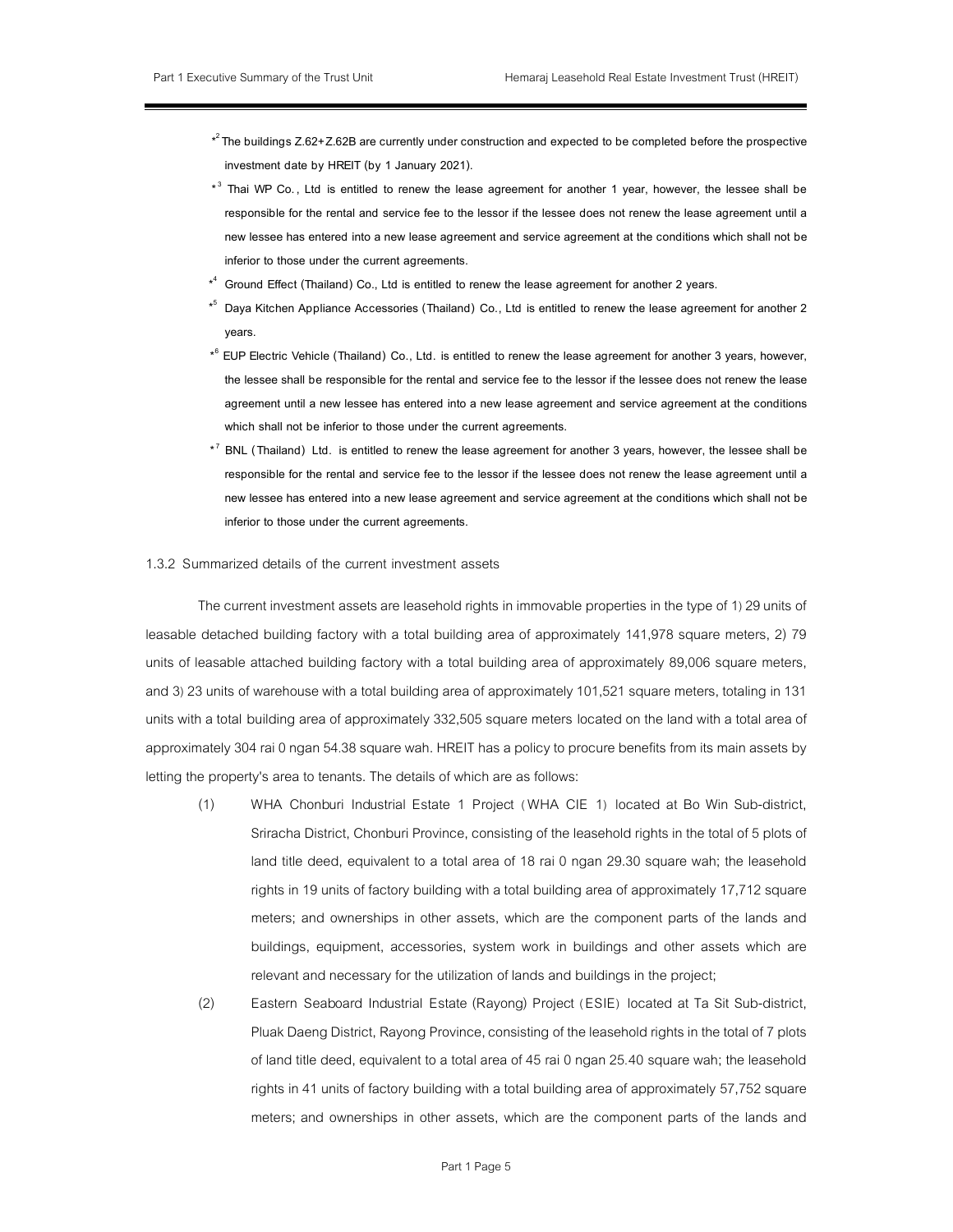*[2] The buildings Z.62+Z.62B are currently under construction and expected to be completed before the prospective investment date by HREIT (by 1 January 2021).

*[3] Thai WP Co., Ltd is entitled to renew the lease agreement for another 1 year, however, the lessee shall be responsible for the rental and service fee to the lessor if the lessee does not renew the lease agreement until a new lessee has entered into a new lease agreement and service agreement at the conditions which shall not be inferior to those under the current agreements.

*[4] Ground Effect (Thailand) Co., Ltd is entitled to renew the lease agreement for another 2 years.

*[5] Daya Kitchen Appliance Accessories (Thailand) Co., Ltd is entitled to renew the lease agreement for another 2 years.

*[6] EUP Electric Vehicle (Thailand) Co., Ltd. is entitled to renew the lease agreement for another 3 years, however, the lessee shall be responsible for the rental and service fee to the lessor if the lessee does not renew the lease agreement until a new lessee has entered into a new lease agreement and service agreement at the conditions which shall not be inferior to those under the current agreements.

*[7] BNL (Thailand) Ltd. is entitled to renew the lease agreement for another 3 years, however, the lessee shall be responsible for the rental and service fee to the lessor if the lessee does not renew the lease agreement until a new lessee has entered into a new lease agreement and service agreement at the conditions which shall not be inferior to those under the current agreements.

### 1.3.2 Summarized details of the current investment assets

The current investment assets are leasehold rights in immovable properties in the type of 1) 29 units of leasable detached building factory with a total building area of approximately 141,978 square meters, 2) 79 units of leasable attached building factory with a total building area of approximately 89,006 square meters, and 3) 23 units of warehouse with a total building area of approximately 101,521 square meters, totaling in 131 units with a total building area of approximately 332,505 square meters located on the land with a total area of approximately 304 rai 0 ngan 54.38 square wah. HREIT has a policy to procure benefits from its main assets by letting the property's area to tenants. The details of which are as follows:

(1) WHA Chonburi Industrial Estate 1 Project (WHA CIE 1) located at Bo Win Sub-district, Sriracha District, Chonburi Province, consisting of the leasehold rights in the total of 5 plots of land title deed, equivalent to a total area of 18 rai 0 ngan 29.30 square wah; the leasehold rights in 19 units of factory building with a total building area of approximately 17,712 square meters; and ownerships in other assets, which are the component parts of the lands and buildings, equipment, accessories, system work in buildings and other assets which are relevant and necessary for the utilization of lands and buildings in the project;

(2) Eastern Seaboard Industrial Estate (Rayong) Project (ESIE) located at Ta Sit Sub-district, Pluak Daeng District, Rayong Province, consisting of the leasehold rights in the total of 7 plots of land title deed, equivalent to a total area of 45 rai 0 ngan 25.40 square wah; the leasehold rights in 41 units of factory building with a total building area of approximately 57,752 square meters; and ownerships in other assets, which are the component parts of the lands and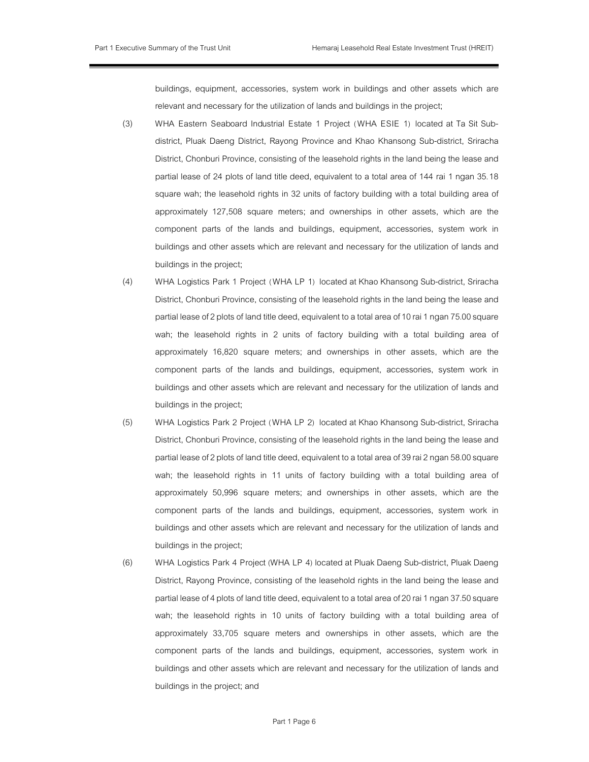buildings, equipment, accessories, system work in buildings and other assets which are relevant and necessary for the utilization of lands and buildings in the project;

(3) WHA Eastern Seaboard Industrial Estate 1 Project (WHA ESIE 1) located at Ta Sit Sub-district, Pluak Daeng District, Rayong Province and Khao Khansong Sub-district, Sriracha District, Chonburi Province, consisting of the leasehold rights in the land being the lease and partial lease of 24 plots of land title deed, equivalent to a total area of 144 rai 1 ngan 35.18 square wah; the leasehold rights in 32 units of factory building with a total building area of approximately 127,508 square meters; and ownerships in other assets, which are the component parts of the lands and buildings, equipment, accessories, system work in buildings and other assets which are relevant and necessary for the utilization of lands and buildings in the project;

(4) WHA Logistics Park 1 Project (WHA LP 1) located at Khao Khansong Sub-district, Sriracha District, Chonburi Province, consisting of the leasehold rights in the land being the lease and partial lease of 2 plots of land title deed, equivalent to a total area of 10 rai 1 ngan 75.00 square wah; the leasehold rights in 2 units of factory building with a total building area of approximately 16,820 square meters; and ownerships in other assets, which are the component parts of the lands and buildings, equipment, accessories, system work in buildings and other assets which are relevant and necessary for the utilization of lands and buildings in the project;

(5) WHA Logistics Park 2 Project (WHA LP 2) located at Khao Khansong Sub-district, Sriracha District, Chonburi Province, consisting of the leasehold rights in the land being the lease and partial lease of 2 plots of land title deed, equivalent to a total area of 39 rai 2 ngan 58.00 square wah; the leasehold rights in 11 units of factory building with a total building area of approximately 50,996 square meters; and ownerships in other assets, which are the component parts of the lands and buildings, equipment, accessories, system work in buildings and other assets which are relevant and necessary for the utilization of lands and buildings in the project;

(6) WHA Logistics Park 4 Project (WHA LP 4) located at Pluak Daeng Sub-district, Pluak Daeng District, Rayong Province, consisting of the leasehold rights in the land being the lease and partial lease of 4 plots of land title deed, equivalent to a total area of 20 rai 1 ngan 37.50 square wah; the leasehold rights in 10 units of factory building with a total building area of approximately 33,705 square meters and ownerships in other assets, which are the component parts of the lands and buildings, equipment, accessories, system work in buildings and other assets which are relevant and necessary for the utilization of lands and buildings in the project; and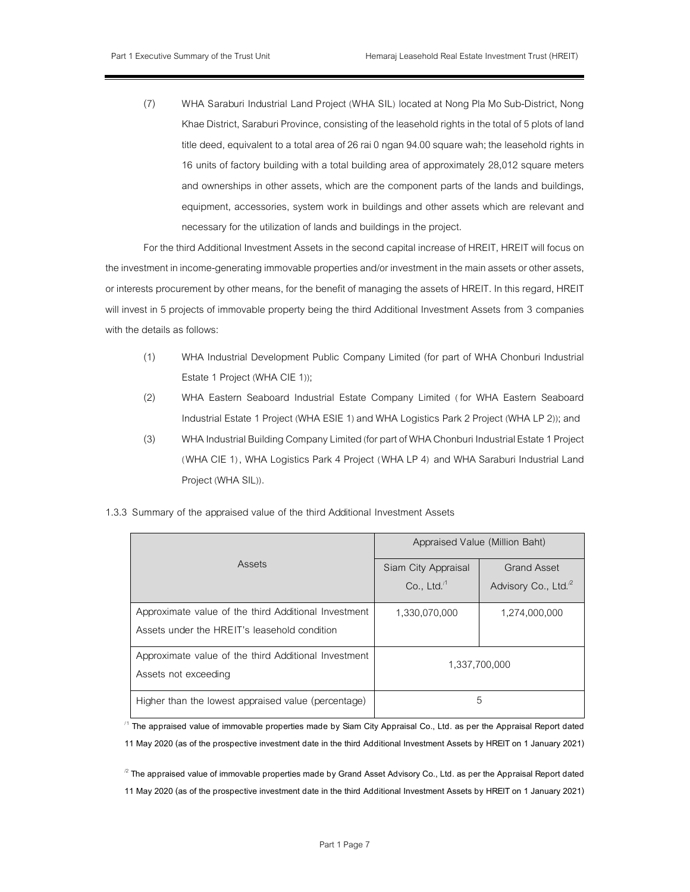(7) WHA Saraburi Industrial Land Project (WHA SIL) located at Nong Pla Mo Sub-District, Nong Khae District, Saraburi Province, consisting of the leasehold rights in the total of 5 plots of land title deed, equivalent to a total area of 26 rai 0 ngan 94.00 square wah; the leasehold rights in 16 units of factory building with a total building area of approximately 28,012 square meters and ownerships in other assets, which are the component parts of the lands and buildings, equipment, accessories, system work in buildings and other assets which are relevant and necessary for the utilization of lands and buildings in the project.

For the third Additional Investment Assets in the second capital increase of HREIT, HREIT will focus on the investment in income-generating immovable properties and/or investment in the main assets or other assets, or interests procurement by other means, for the benefit of managing the assets of HREIT. In this regard, HREIT will invest in 5 projects of immovable property being the third Additional Investment Assets from 3 companies with the details as follows:

(1) WHA Industrial Development Public Company Limited (for part of WHA Chonburi Industrial Estate 1 Project (WHA CIE 1));

(2) WHA Eastern Seaboard Industrial Estate Company Limited (for WHA Eastern Seaboard Industrial Estate 1 Project (WHA ESIE 1) and WHA Logistics Park 2 Project (WHA LP 2)); and

(3) WHA Industrial Building Company Limited (for part of WHA Chonburi Industrial Estate 1 Project (WHA CIE 1), WHA Logistics Park 4 Project (WHA LP 4) and WHA Saraburi Industrial Land Project (WHA SIL)).

1.3.3 Summary of the appraised value of the third Additional Investment Assets

| Assets | Appraised Value (Million Baht) | |
|---|---|---|
| | Siam City Appraisal Co., Ltd.[/1] | Grand Asset Advisory Co., Ltd.[/2] |
| Approximate value of the third Additional Investment Assets under the HREIT's leasehold condition | 1,330,070,000 | 1,274,000,000 |
| Approximate value of the third Additional Investment Assets not exceeding | 1,337,700,000 | |
| Higher than the lowest appraised value (percentage) | 5 | |

**[/1] The appraised value of immovable properties made by Siam City Appraisal Co., Ltd. as per the Appraisal Report dated 11 May 2020 (as of the prospective investment date in the third Additional Investment Assets by HREIT on 1 January 2021)**

**[/2] The appraised value of immovable properties made by Grand Asset Advisory Co., Ltd. as per the Appraisal Report dated 11 May 2020 (as of the prospective investment date in the third Additional Investment Assets by HREIT on 1 January 2021)**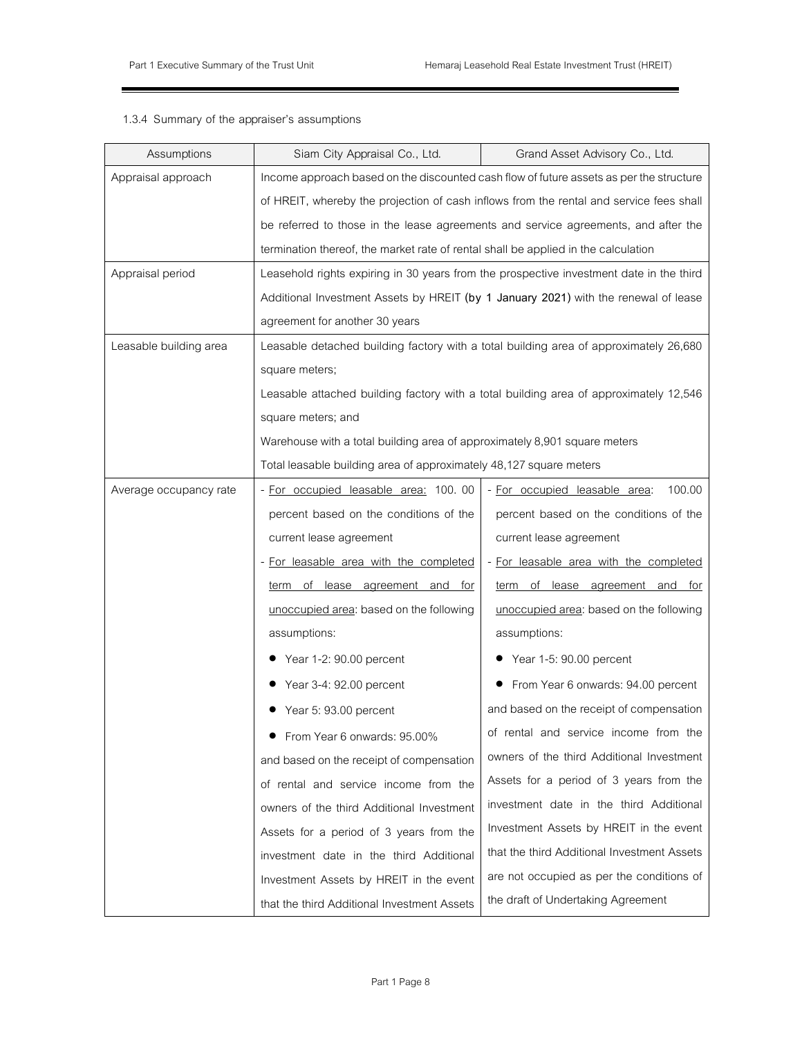#### 1.3.4 Summary of the appraiser's assumptions

| Assumptions | Siam City Appraisal Co., Ltd. | Grand Asset Advisory Co., Ltd. |
|---|---|---|
| Appraisal approach | Income approach based on the discounted cash flow of future assets as per the structure of HREIT, whereby the projection of cash inflows from the rental and service fees shall be referred to those in the lease agreements and service agreements, and after the termination thereof, the market rate of rental shall be applied in the calculation | |
| Appraisal period | Leasehold rights expiring in 30 years from the prospective investment date in the third Additional Investment Assets by HREIT **(by 1 January 2021)** with the renewal of lease agreement for another 30 years | |
| Leasable building area | Leasable detached building factory with a total building area of approximately 26,680 square meters;<br>Leasable attached building factory with a total building area of approximately 12,546 square meters; and<br>Warehouse with a total building area of approximately 8,901 square meters<br>Total leasable building area of approximately 48,127 square meters | |
| Average occupancy rate | - <u>For occupied leasable area:</u> 100.00 percent based on the conditions of the current lease agreement<br>- <u>For leasable area with the completed term of lease agreement and for unoccupied area</u>: based on the following assumptions:<br>• Year 1-2: 90.00 percent<br>• Year 3-4: 92.00 percent<br>• Year 5: 93.00 percent<br>• From Year 6 onwards: 95.00%<br>and based on the receipt of compensation of rental and service income from the owners of the third Additional Investment Assets for a period of 3 years from the investment date in the third Additional Investment Assets by HREIT in the event that the third Additional Investment Assets | - <u>For occupied leasable area</u>: 100.00 percent based on the conditions of the current lease agreement<br>- <u>For leasable area with the completed term of lease agreement and for unoccupied area</u>: based on the following assumptions:<br>• Year 1-5: 90.00 percent<br>• From Year 6 onwards: 94.00 percent<br>and based on the receipt of compensation of rental and service income from the owners of the third Additional Investment Assets for a period of 3 years from the investment date in the third Additional Investment Assets by HREIT in the event that the third Additional Investment Assets are not occupied as per the conditions of the draft of Undertaking Agreement |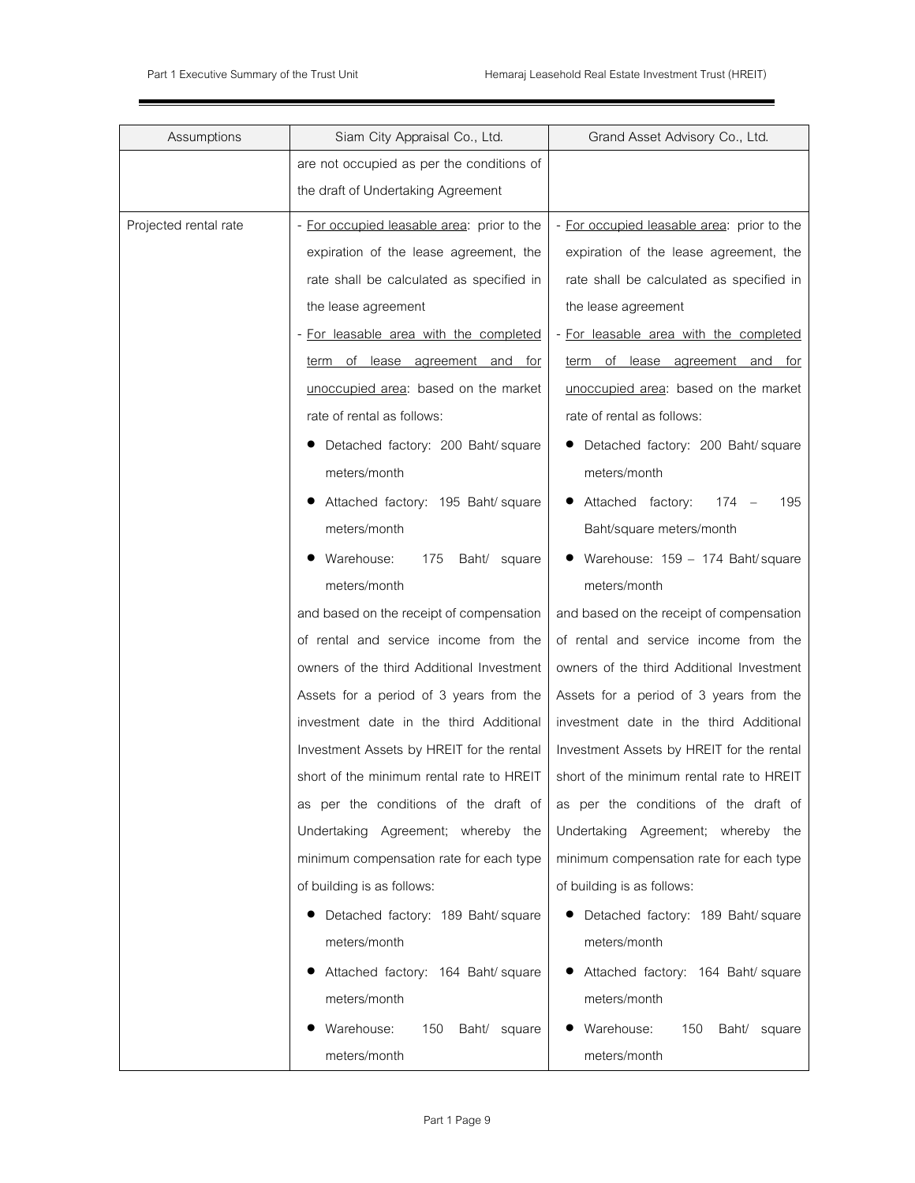| Assumptions | Siam City Appraisal Co., Ltd. | Grand Asset Advisory Co., Ltd. |
| --- | --- | --- |
| | are not occupied as per the conditions of the draft of Undertaking Agreement | |
| Projected rental rate | - <u>For occupied leasable area</u>: prior to the expiration of the lease agreement, the rate shall be calculated as specified in the lease agreement<br>- <u>For leasable area with the completed term of lease agreement and for unoccupied area</u>: based on the market rate of rental as follows:<br>• Detached factory: 200 Baht/square meters/month<br>• Attached factory: 195 Baht/square meters/month<br>• Warehouse: 175 Baht/square meters/month<br>and based on the receipt of compensation of rental and service income from the owners of the third Additional Investment Assets for a period of 3 years from the investment date in the third Additional Investment Assets by HREIT for the rental short of the minimum rental rate to HREIT as per the conditions of the draft of Undertaking Agreement; whereby the minimum compensation rate for each type of building is as follows:<br>• Detached factory: 189 Baht/square meters/month<br>• Attached factory: 164 Baht/square meters/month<br>• Warehouse: 150 Baht/square meters/month | - <u>For occupied leasable area</u>: prior to the expiration of the lease agreement, the rate shall be calculated as specified in the lease agreement<br>- <u>For leasable area with the completed term of lease agreement and for unoccupied area</u>: based on the market rate of rental as follows:<br>• Detached factory: 200 Baht/square meters/month<br>• Attached factory: 174 – 195 Baht/square meters/month<br>• Warehouse: 159 – 174 Baht/square meters/month<br>and based on the receipt of compensation of rental and service income from the owners of the third Additional Investment Assets for a period of 3 years from the investment date in the third Additional Investment Assets by HREIT for the rental short of the minimum rental rate to HREIT as per the conditions of the draft of Undertaking Agreement; whereby the minimum compensation rate for each type of building is as follows:<br>• Detached factory: 189 Baht/square meters/month<br>• Attached factory: 164 Baht/square meters/month<br>• Warehouse: 150 Baht/square meters/month |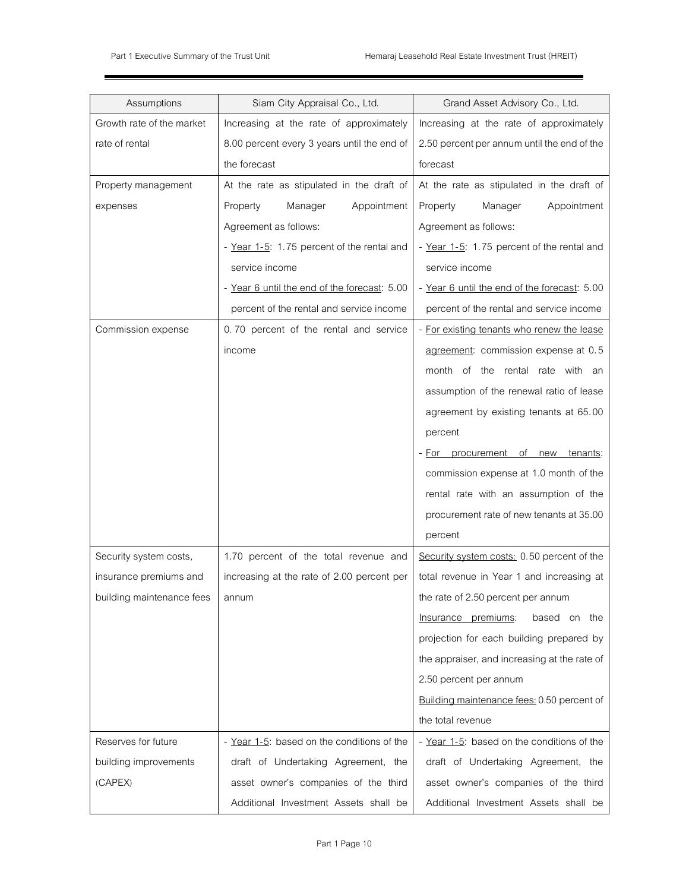| Assumptions | Siam City Appraisal Co., Ltd. | Grand Asset Advisory Co., Ltd. |
|---|---|---|
| Growth rate of the market rate of rental | Increasing at the rate of approximately 8.00 percent every 3 years until the end of the forecast | Increasing at the rate of approximately 2.50 percent per annum until the end of the forecast |
| Property management expenses | At the rate as stipulated in the draft of Property Manager Appointment Agreement as follows:<br>- Year 1-5: 1.75 percent of the rental and service income<br>- Year 6 until the end of the forecast: 5.00 percent of the rental and service income | At the rate as stipulated in the draft of Property Manager Appointment Agreement as follows:<br>- Year 1-5: 1.75 percent of the rental and service income<br>- Year 6 until the end of the forecast: 5.00 percent of the rental and service income |
| Commission expense | 0.70 percent of the rental and service income | - For existing tenants who renew the lease agreement: commission expense at 0.5 month of the rental rate with an assumption of the renewal ratio of lease agreement by existing tenants at 65.00 percent<br>- For procurement of new tenants: commission expense at 1.0 month of the rental rate with an assumption of the procurement rate of new tenants at 35.00 percent |
| Security system costs, insurance premiums and building maintenance fees | 1.70 percent of the total revenue and increasing at the rate of 2.00 percent per annum | Security system costs: 0.50 percent of the total revenue in Year 1 and increasing at the rate of 2.50 percent per annum<br>Insurance premiums: based on the projection for each building prepared by the appraiser, and increasing at the rate of 2.50 percent per annum<br>Building maintenance fees: 0.50 percent of the total revenue |
| Reserves for future building improvements (CAPEX) | - Year 1-5: based on the conditions of the draft of Undertaking Agreement, the asset owner's companies of the third Additional Investment Assets shall be | - Year 1-5: based on the conditions of the draft of Undertaking Agreement, the asset owner's companies of the third Additional Investment Assets shall be |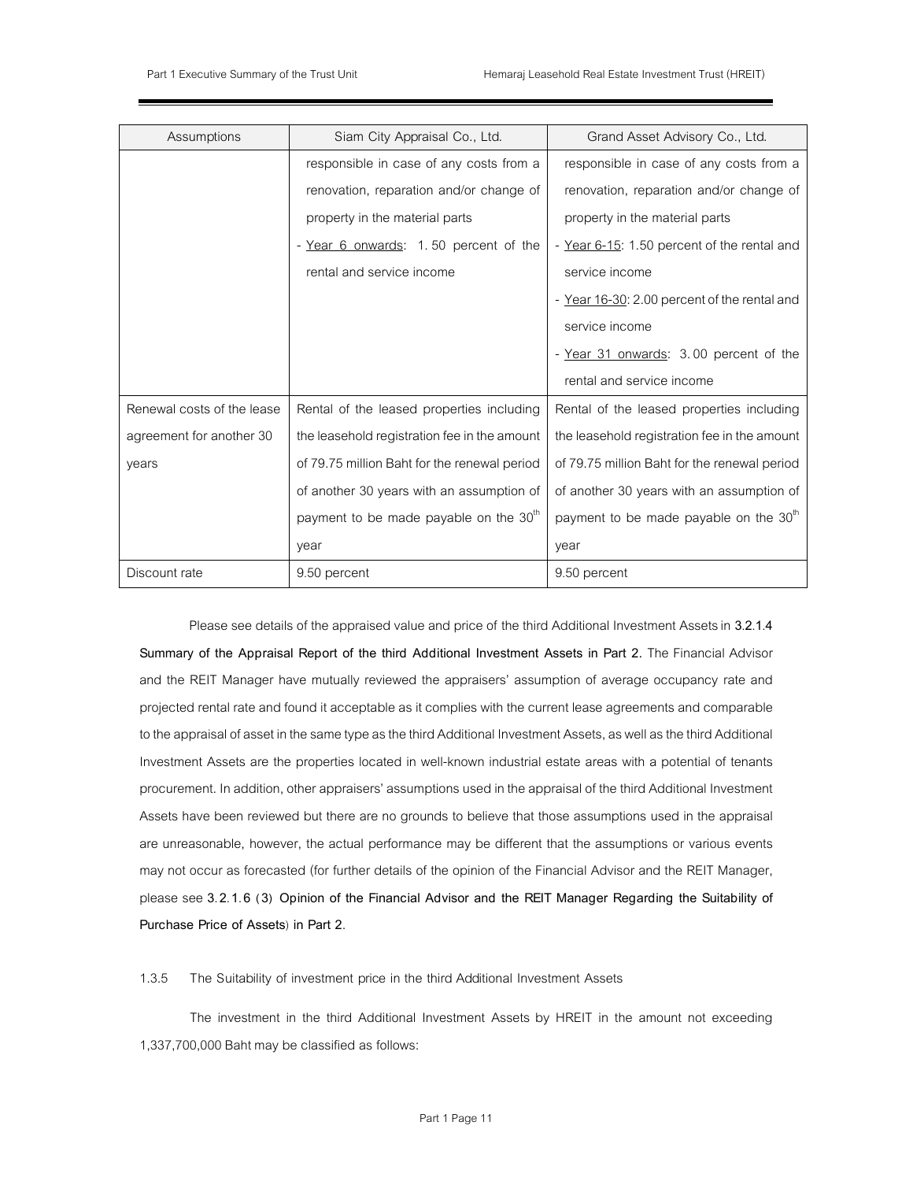| Assumptions | Siam City Appraisal Co., Ltd. | Grand Asset Advisory Co., Ltd. |
|---|---|---|
| | responsible in case of any costs from a renovation, reparation and/or change of property in the material parts<br>- Year 6 onwards: 1.50 percent of the rental and service income | responsible in case of any costs from a renovation, reparation and/or change of property in the material parts<br>- Year 6-15: 1.50 percent of the rental and service income<br>- Year 16-30: 2.00 percent of the rental and service income<br>- Year 31 onwards: 3.00 percent of the rental and service income |
| Renewal costs of the lease agreement for another 30 years | Rental of the leased properties including the leasehold registration fee in the amount of 79.75 million Baht for the renewal period of another 30 years with an assumption of payment to be made payable on the 30th year | Rental of the leased properties including the leasehold registration fee in the amount of 79.75 million Baht for the renewal period of another 30 years with an assumption of payment to be made payable on the 30th year |
| Discount rate | 9.50 percent | 9.50 percent |

Please see details of the appraised value and price of the third Additional Investment Assets in **3.2.1.4 Summary of the Appraisal Report of the third Additional Investment Assets in Part 2.** The Financial Advisor and the REIT Manager have mutually reviewed the appraisers' assumption of average occupancy rate and projected rental rate and found it acceptable as it complies with the current lease agreements and comparable to the appraisal of asset in the same type as the third Additional Investment Assets, as well as the third Additional Investment Assets are the properties located in well-known industrial estate areas with a potential of tenants procurement. In addition, other appraisers' assumptions used in the appraisal of the third Additional Investment Assets have been reviewed but there are no grounds to believe that those assumptions used in the appraisal are unreasonable, however, the actual performance may be different that the assumptions or various events may not occur as forecasted (for further details of the opinion of the Financial Advisor and the REIT Manager, please see **3.2.1.6 (3) Opinion of the Financial Advisor and the REIT Manager Regarding the Suitability of Purchase Price of Assets**) **in Part 2**.

1.3.5 The Suitability of investment price in the third Additional Investment Assets

The investment in the third Additional Investment Assets by HREIT in the amount not exceeding 1,337,700,000 Baht may be classified as follows: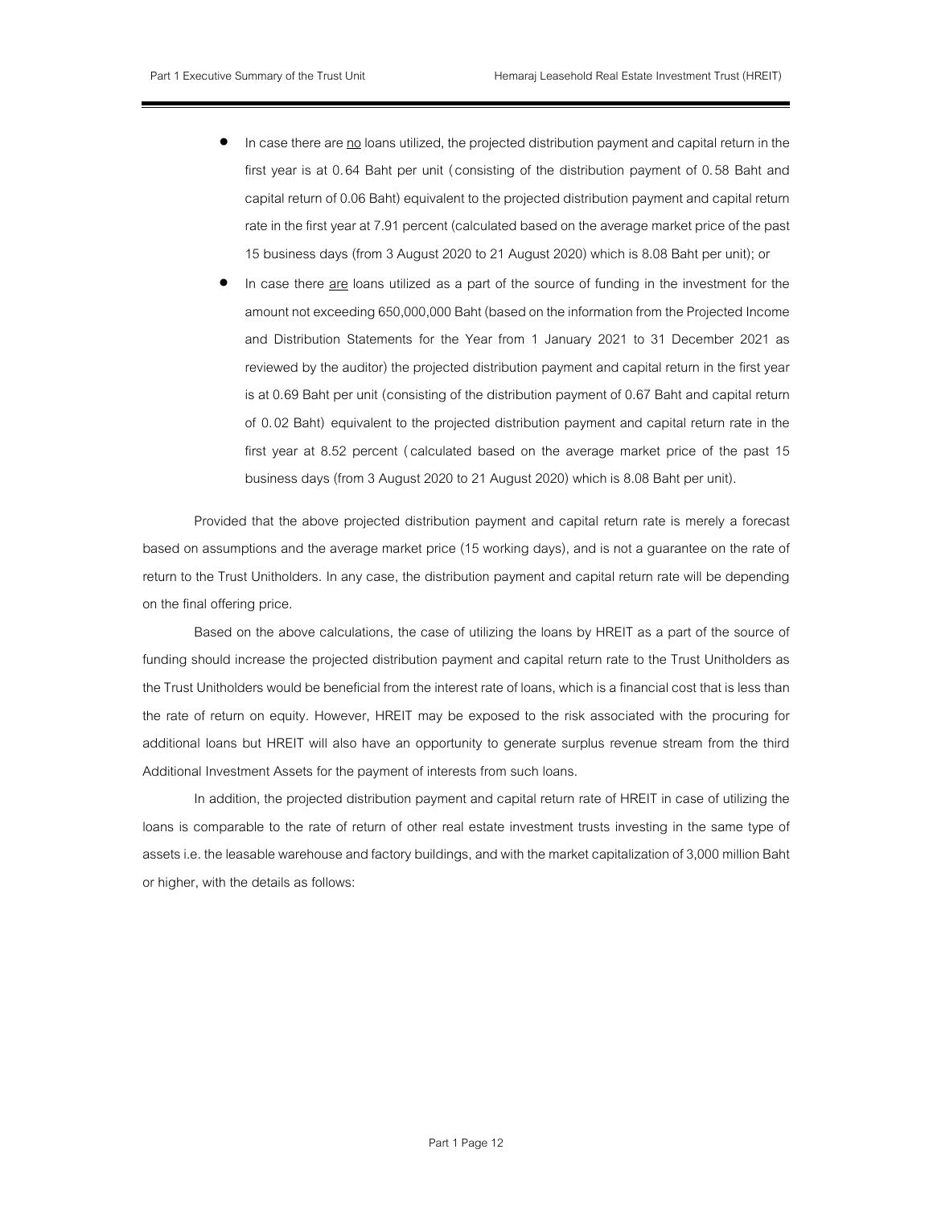- In case there are <u>no</u> loans utilized, the projected distribution payment and capital return in the first year is at 0.64 Baht per unit (consisting of the distribution payment of 0.58 Baht and capital return of 0.06 Baht) equivalent to the projected distribution payment and capital return rate in the first year at 7.91 percent (calculated based on the average market price of the past 15 business days (from 3 August 2020 to 21 August 2020) which is 8.08 Baht per unit); or
- In case there <u>are</u> loans utilized as a part of the source of funding in the investment for the amount not exceeding 650,000,000 Baht (based on the information from the Projected Income and Distribution Statements for the Year from 1 January 2021 to 31 December 2021 as reviewed by the auditor) the projected distribution payment and capital return in the first year is at 0.69 Baht per unit (consisting of the distribution payment of 0.67 Baht and capital return of 0.02 Baht) equivalent to the projected distribution payment and capital return rate in the first year at 8.52 percent (calculated based on the average market price of the past 15 business days (from 3 August 2020 to 21 August 2020) which is 8.08 Baht per unit).

Provided that the above projected distribution payment and capital return rate is merely a forecast based on assumptions and the average market price (15 working days), and is not a guarantee on the rate of return to the Trust Unitholders. In any case, the distribution payment and capital return rate will be depending on the final offering price.

Based on the above calculations, the case of utilizing the loans by HREIT as a part of the source of funding should increase the projected distribution payment and capital return rate to the Trust Unitholders as the Trust Unitholders would be beneficial from the interest rate of loans, which is a financial cost that is less than the rate of return on equity. However, HREIT may be exposed to the risk associated with the procuring for additional loans but HREIT will also have an opportunity to generate surplus revenue stream from the third Additional Investment Assets for the payment of interests from such loans.

In addition, the projected distribution payment and capital return rate of HREIT in case of utilizing the loans is comparable to the rate of return of other real estate investment trusts investing in the same type of assets i.e. the leasable warehouse and factory buildings, and with the market capitalization of 3,000 million Baht or higher, with the details as follows: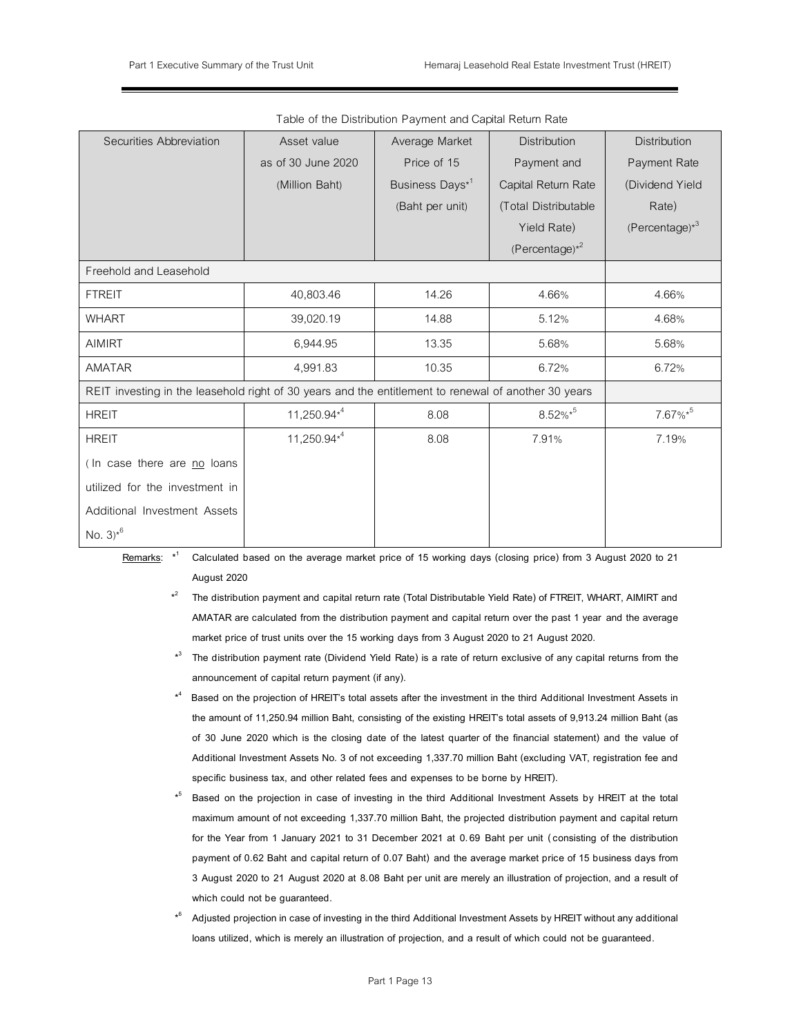Table of the Distribution Payment and Capital Return Rate

| Securities Abbreviation | Asset value as of 30 June 2020 (Million Baht) | Average Market Price of 15 Business Days*[1] (Baht per unit) | Distribution Payment and Capital Return Rate (Total Distributable Yield Rate) (Percentage)*[2] | Distribution Payment Rate (Dividend Yield Rate) (Percentage)*[3] |
|---|---|---|---|---|
| Freehold and Leasehold | | | | |
| FTREIT | 40,803.46 | 14.26 | 4.66% | 4.66% |
| WHART | 39,020.19 | 14.88 | 5.12% | 4.68% |
| AIMIRT | 6,944.95 | 13.35 | 5.68% | 5.68% |
| AMATAR | 4,991.83 | 10.35 | 6.72% | 6.72% |
| REIT investing in the leasehold right of 30 years and the entitlement to renewal of another 30 years | | | | |
| HREIT | 11,250.94*[4] | 8.08 | 8.52%*[5] | 7.67%*[5] |
| HREIT (In case there are no loans utilized for the investment in Additional Investment Assets No. 3)*[6] | 11,250.94*[4] | 8.08 | 7.91% | 7.19% |

Remarks:

*[1] Calculated based on the average market price of 15 working days (closing price) from 3 August 2020 to 21 August 2020

*[2] The distribution payment and capital return rate (Total Distributable Yield Rate) of FTREIT, WHART, AIMIRT and AMATAR are calculated from the distribution payment and capital return over the past 1 year and the average market price of trust units over the 15 working days from 3 August 2020 to 21 August 2020.

*[3] The distribution payment rate (Dividend Yield Rate) is a rate of return exclusive of any capital returns from the announcement of capital return payment (if any).

*[4] Based on the projection of HREIT's total assets after the investment in the third Additional Investment Assets in the amount of 11,250.94 million Baht, consisting of the existing HREIT's total assets of 9,913.24 million Baht (as of 30 June 2020 which is the closing date of the latest quarter of the financial statement) and the value of Additional Investment Assets No. 3 of not exceeding 1,337.70 million Baht (excluding VAT, registration fee and specific business tax, and other related fees and expenses to be borne by HREIT).

*[5] Based on the projection in case of investing in the third Additional Investment Assets by HREIT at the total maximum amount of not exceeding 1,337.70 million Baht, the projected distribution payment and capital return for the Year from 1 January 2021 to 31 December 2021 at 0.69 Baht per unit (consisting of the distribution payment of 0.62 Baht and capital return of 0.07 Baht) and the average market price of 15 business days from 3 August 2020 to 21 August 2020 at 8.08 Baht per unit are merely an illustration of projection, and a result of which could not be guaranteed.

*[6] Adjusted projection in case of investing in the third Additional Investment Assets by HREIT without any additional loans utilized, which is merely an illustration of projection, and a result of which could not be guaranteed.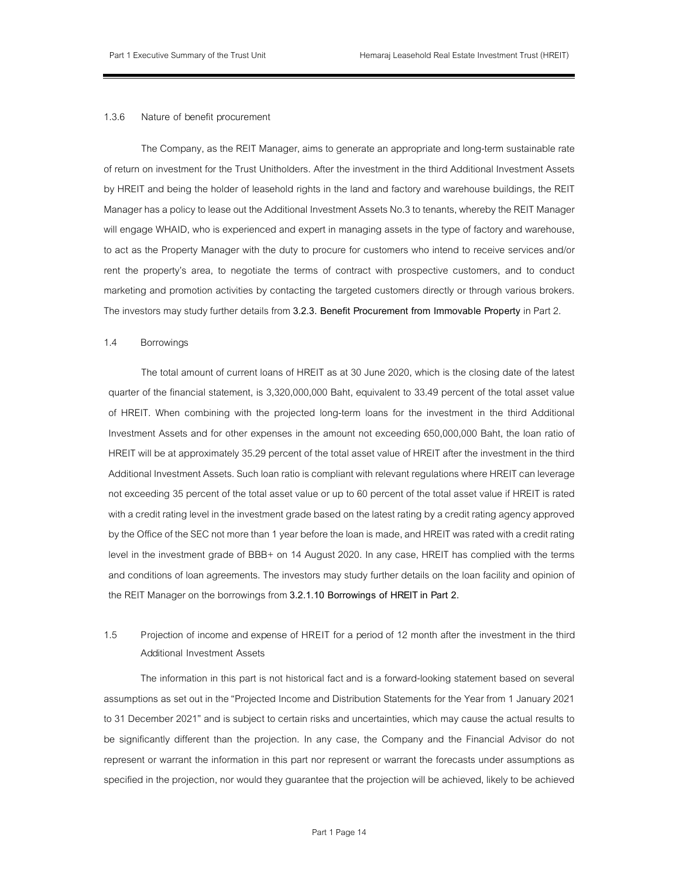#### 1.3.6 Nature of benefit procurement

The Company, as the REIT Manager, aims to generate an appropriate and long-term sustainable rate of return on investment for the Trust Unitholders. After the investment in the third Additional Investment Assets by HREIT and being the holder of leasehold rights in the land and factory and warehouse buildings, the REIT Manager has a policy to lease out the Additional Investment Assets No.3 to tenants, whereby the REIT Manager will engage WHAID, who is experienced and expert in managing assets in the type of factory and warehouse, to act as the Property Manager with the duty to procure for customers who intend to receive services and/or rent the property's area, to negotiate the terms of contract with prospective customers, and to conduct marketing and promotion activities by contacting the targeted customers directly or through various brokers. The investors may study further details from **3.2.3. Benefit Procurement from Immovable Property** in Part 2.

### 1.4 Borrowings

The total amount of current loans of HREIT as at 30 June 2020, which is the closing date of the latest quarter of the financial statement, is 3,320,000,000 Baht, equivalent to 33.49 percent of the total asset value of HREIT. When combining with the projected long-term loans for the investment in the third Additional Investment Assets and for other expenses in the amount not exceeding 650,000,000 Baht, the loan ratio of HREIT will be at approximately 35.29 percent of the total asset value of HREIT after the investment in the third Additional Investment Assets. Such loan ratio is compliant with relevant regulations where HREIT can leverage not exceeding 35 percent of the total asset value or up to 60 percent of the total asset value if HREIT is rated with a credit rating level in the investment grade based on the latest rating by a credit rating agency approved by the Office of the SEC not more than 1 year before the loan is made, and HREIT was rated with a credit rating level in the investment grade of BBB+ on 14 August 2020. In any case, HREIT has complied with the terms and conditions of loan agreements. The investors may study further details on the loan facility and opinion of the REIT Manager on the borrowings from **3.2.1.10 Borrowings of HREIT in Part 2.**

### 1.5 Projection of income and expense of HREIT for a period of 12 month after the investment in the third Additional Investment Assets

The information in this part is not historical fact and is a forward-looking statement based on several assumptions as set out in the "Projected Income and Distribution Statements for the Year from 1 January 2021 to 31 December 2021" and is subject to certain risks and uncertainties, which may cause the actual results to be significantly different than the projection. In any case, the Company and the Financial Advisor do not represent or warrant the information in this part nor represent or warrant the forecasts under assumptions as specified in the projection, nor would they guarantee that the projection will be achieved, likely to be achieved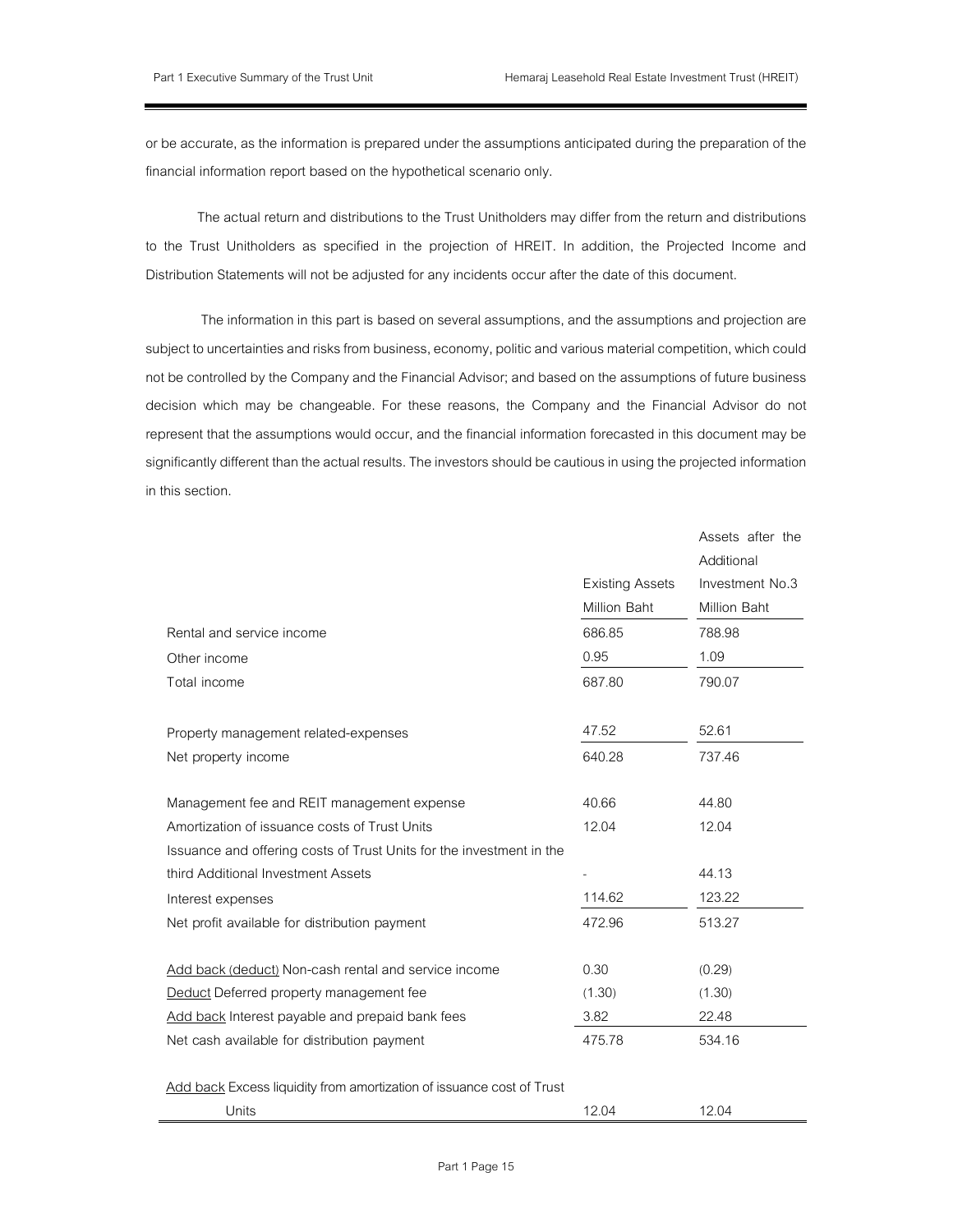or be accurate, as the information is prepared under the assumptions anticipated during the preparation of the financial information report based on the hypothetical scenario only.

The actual return and distributions to the Trust Unitholders may differ from the return and distributions to the Trust Unitholders as specified in the projection of HREIT. In addition, the Projected Income and Distribution Statements will not be adjusted for any incidents occur after the date of this document.

The information in this part is based on several assumptions, and the assumptions and projection are subject to uncertainties and risks from business, economy, politic and various material competition, which could not be controlled by the Company and the Financial Advisor; and based on the assumptions of future business decision which may be changeable. For these reasons, the Company and the Financial Advisor do not represent that the assumptions would occur, and the financial information forecasted in this document may be significantly different than the actual results. The investors should be cautious in using the projected information in this section.

| | Existing Assets<br>Million Baht | Assets after the Additional Investment No.3<br>Million Baht |
|---|---|---|
| Rental and service income | 686.85 | 788.98 |
| Other income | 0.95 | 1.09 |
| Total income | 687.80 | 790.07 |
| | | |
| Property management related-expenses | 47.52 | 52.61 |
| Net property income | 640.28 | 737.46 |
| | | |
| Management fee and REIT management expense | 40.66 | 44.80 |
| Amortization of issuance costs of Trust Units | 12.04 | 12.04 |
| Issuance and offering costs of Trust Units for the investment in the third Additional Investment Assets | - | 44.13 |
| Interest expenses | 114.62 | 123.22 |
| Net profit available for distribution payment | 472.96 | 513.27 |
| | | |
| Add back (deduct) Non-cash rental and service income | 0.30 | (0.29) |
| Deduct Deferred property management fee | (1.30) | (1.30) |
| Add back Interest payable and prepaid bank fees | 3.82 | 22.48 |
| Net cash available for distribution payment | 475.78 | 534.16 |
| | | |
| Add back Excess liquidity from amortization of issuance cost of Trust Units | 12.04 | 12.04 |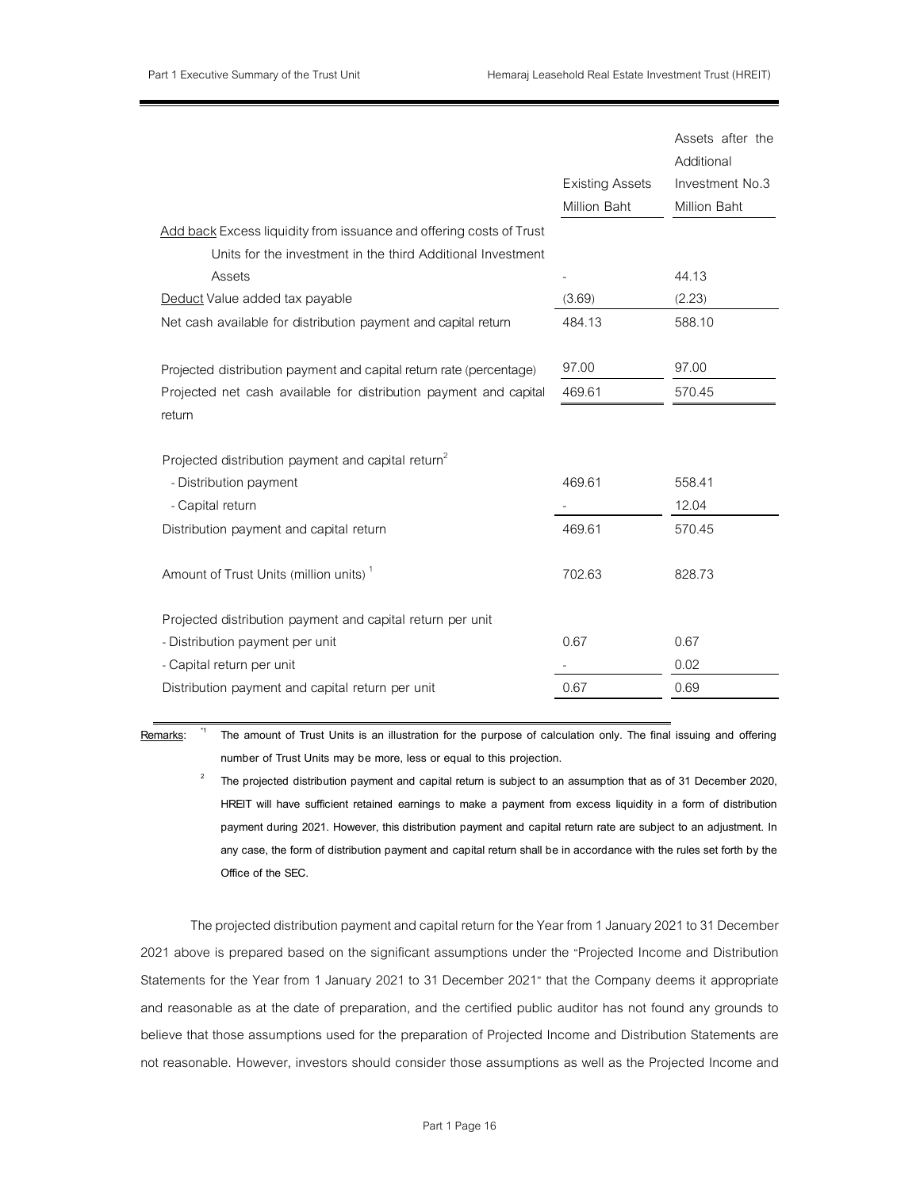| | Existing Assets Million Baht | Assets after the Additional Investment No.3 Million Baht |
|---|---|---|
| Add back Excess liquidity from issuance and offering costs of Trust Units for the investment in the third Additional Investment Assets | - | 44.13 |
| Deduct Value added tax payable | (3.69) | (2.23) |
| Net cash available for distribution payment and capital return | 484.13 | 588.10 |
| Projected distribution payment and capital return rate (percentage) | 97.00 | 97.00 |
| Projected net cash available for distribution payment and capital return | 469.61 | 570.45 |
| Projected distribution payment and capital return[2] | | |
| - Distribution payment | 469.61 | 558.41 |
| - Capital return | - | 12.04 |
| Distribution payment and capital return | 469.61 | 570.45 |
| Amount of Trust Units (million units)[1] | 702.63 | 828.73 |
| Projected distribution payment and capital return per unit | | |
| - Distribution payment per unit | 0.67 | 0.67 |
| - Capital return per unit | - | 0.02 |
| Distribution payment and capital return per unit | 0.67 | 0.69 |

**Remarks**: [*1] The amount of Trust Units is an illustration for the purpose of calculation only. The final issuing and offering number of Trust Units may be more, less or equal to this projection.

[2] The projected distribution payment and capital return is subject to an assumption that as of 31 December 2020, HREIT will have sufficient retained earnings to make a payment from excess liquidity in a form of distribution payment during 2021. However, this distribution payment and capital return rate are subject to an adjustment. In any case, the form of distribution payment and capital return shall be in accordance with the rules set forth by the Office of the SEC.

The projected distribution payment and capital return for the Year from 1 January 2021 to 31 December 2021 above is prepared based on the significant assumptions under the "Projected Income and Distribution Statements for the Year from 1 January 2021 to 31 December 2021" that the Company deems it appropriate and reasonable as at the date of preparation, and the certified public auditor has not found any grounds to believe that those assumptions used for the preparation of Projected Income and Distribution Statements are not reasonable. However, investors should consider those assumptions as well as the Projected Income and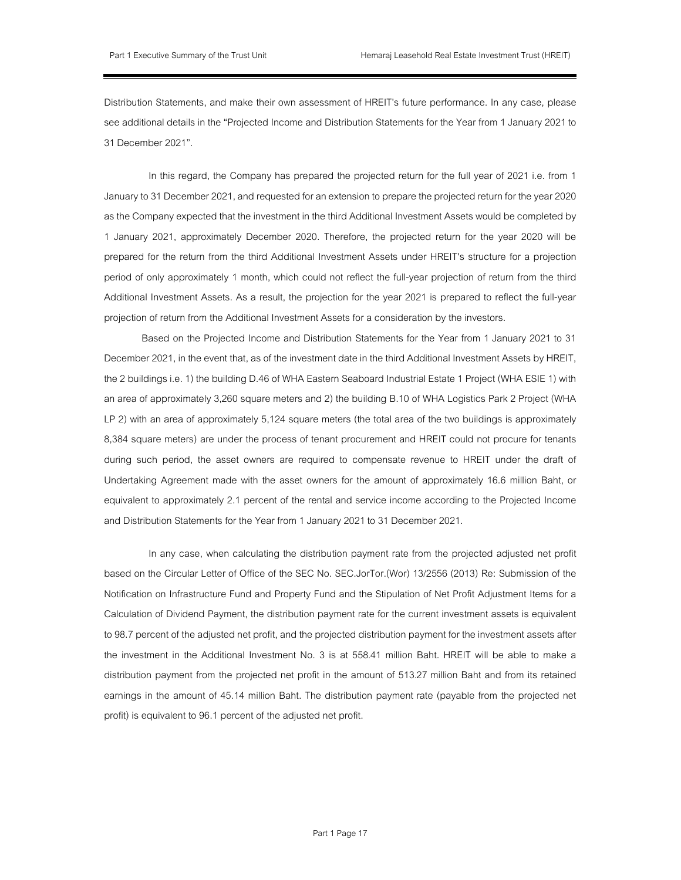Distribution Statements, and make their own assessment of HREIT's future performance. In any case, please see additional details in the "Projected Income and Distribution Statements for the Year from 1 January 2021 to 31 December 2021".

In this regard, the Company has prepared the projected return for the full year of 2021 i.e. from 1 January to 31 December 2021, and requested for an extension to prepare the projected return for the year 2020 as the Company expected that the investment in the third Additional Investment Assets would be completed by 1 January 2021, approximately December 2020. Therefore, the projected return for the year 2020 will be prepared for the return from the third Additional Investment Assets under HREIT's structure for a projection period of only approximately 1 month, which could not reflect the full-year projection of return from the third Additional Investment Assets. As a result, the projection for the year 2021 is prepared to reflect the full-year projection of return from the Additional Investment Assets for a consideration by the investors.

Based on the Projected Income and Distribution Statements for the Year from 1 January 2021 to 31 December 2021, in the event that, as of the investment date in the third Additional Investment Assets by HREIT, the 2 buildings i.e. 1) the building D.46 of WHA Eastern Seaboard Industrial Estate 1 Project (WHA ESIE 1) with an area of approximately 3,260 square meters and 2) the building B.10 of WHA Logistics Park 2 Project (WHA LP 2) with an area of approximately 5,124 square meters (the total area of the two buildings is approximately 8,384 square meters) are under the process of tenant procurement and HREIT could not procure for tenants during such period, the asset owners are required to compensate revenue to HREIT under the draft of Undertaking Agreement made with the asset owners for the amount of approximately 16.6 million Baht, or equivalent to approximately 2.1 percent of the rental and service income according to the Projected Income and Distribution Statements for the Year from 1 January 2021 to 31 December 2021.

In any case, when calculating the distribution payment rate from the projected adjusted net profit based on the Circular Letter of Office of the SEC No. SEC.JorTor.(Wor) 13/2556 (2013) Re: Submission of the Notification on Infrastructure Fund and Property Fund and the Stipulation of Net Profit Adjustment Items for a Calculation of Dividend Payment, the distribution payment rate for the current investment assets is equivalent to 98.7 percent of the adjusted net profit, and the projected distribution payment for the investment assets after the investment in the Additional Investment No. 3 is at 558.41 million Baht. HREIT will be able to make a distribution payment from the projected net profit in the amount of 513.27 million Baht and from its retained earnings in the amount of 45.14 million Baht. The distribution payment rate (payable from the projected net profit) is equivalent to 96.1 percent of the adjusted net profit.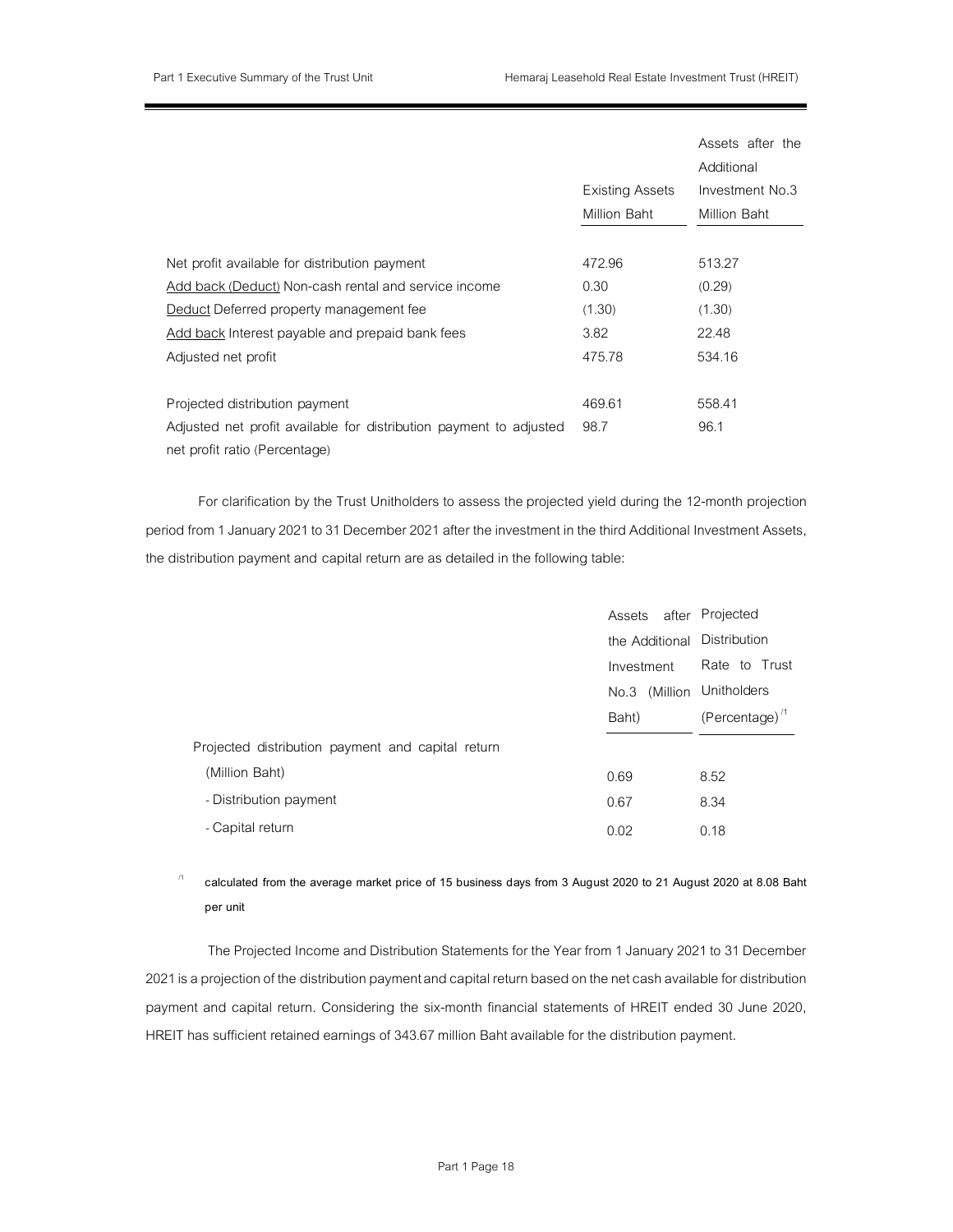| | Existing Assets Million Baht | Assets after the Additional Investment No.3 Million Baht |
|---|---|---|
| Net profit available for distribution payment | 472.96 | 513.27 |
| Add back (Deduct) Non-cash rental and service income | 0.30 | (0.29) |
| Deduct Deferred property management fee | (1.30) | (1.30) |
| Add back Interest payable and prepaid bank fees | 3.82 | 22.48 |
| Adjusted net profit | 475.78 | 534.16 |
| | | |
| Projected distribution payment | 469.61 | 558.41 |
| Adjusted net profit available for distribution payment to adjusted net profit ratio (Percentage) | 98.7 | 96.1 |

For clarification by the Trust Unitholders to assess the projected yield during the 12-month projection period from 1 January 2021 to 31 December 2021 after the investment in the third Additional Investment Assets, the distribution payment and capital return are as detailed in the following table:

| | Assets after the Additional Investment No.3 (Million Baht) | Projected Distribution Rate to Trust Unitholders (Percentage)[/1] |
|---|---|---|
| Projected distribution payment and capital return (Million Baht) | 0.69 | 8.52 |
| - Distribution payment | 0.67 | 8.34 |
| - Capital return | 0.02 | 0.18 |

[/1] **calculated from the average market price of 15 business days from 3 August 2020 to 21 August 2020 at 8.08 Baht per unit**

The Projected Income and Distribution Statements for the Year from 1 January 2021 to 31 December 2021 is a projection of the distribution payment and capital return based on the net cash available for distribution payment and capital return. Considering the six-month financial statements of HREIT ended 30 June 2020, HREIT has sufficient retained earnings of 343.67 million Baht available for the distribution payment.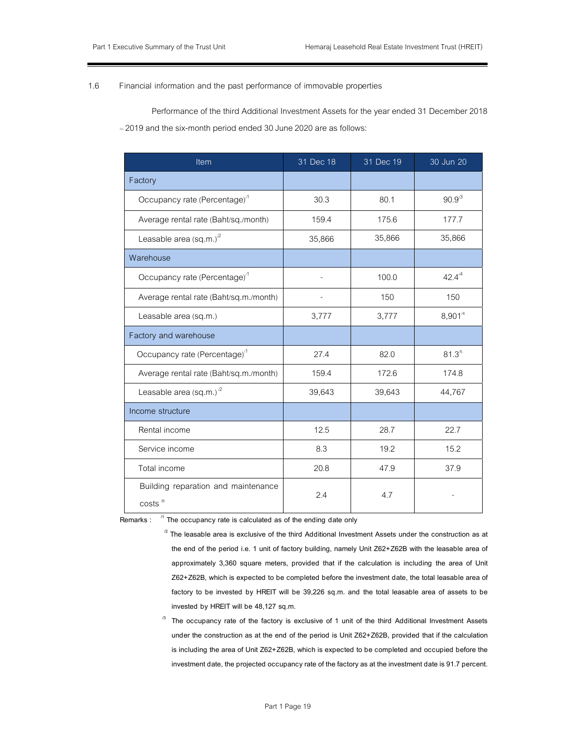1.6 Financial information and the past performance of immovable properties

Performance of the third Additional Investment Assets for the year ended 31 December 2018 – 2019 and the six-month period ended 30 June 2020 are as follows:

| Item | 31 Dec 18 | 31 Dec 19 | 30 Jun 20 |
|---|---|---|---|
| Factory | | | |
| Occupancy rate (Percentage)[/1] | 30.3 | 80.1 | 90.9[/3] |
| Average rental rate (Baht/sq./month) | 159.4 | 175.6 | 177.7 |
| Leasable area (sq.m.)[/2] | 35,866 | 35,866 | 35,866 |
| Warehouse | | | |
| Occupancy rate (Percentage)[/1] | - | 100.0 | 42.4[/4] |
| Average rental rate (Baht/sq.m./month) | - | 150 | 150 |
| Leasable area (sq.m.) | 3,777 | 3,777 | 8,901[/4] |
| Factory and warehouse | | | |
| Occupancy rate (Percentage)[/1] | 27.4 | 82.0 | 81.3[/5] |
| Average rental rate (Baht/sq.m./month) | 159.4 | 172.6 | 174.8 |
| Leasable area (sq.m.)[/2] | 39,643 | 39,643 | 44,767 |
| Income structure | | | |
| Rental income | 12.5 | 28.7 | 22.7 |
| Service income | 8.3 | 19.2 | 15.2 |
| Total income | 20.8 | 47.9 | 37.9 |
| Building reparation and maintenance costs[/6] | 2.4 | 4.7 | - |

Remarks :

[/1] The occupancy rate is calculated as of the ending date only

[/2] The leasable area is exclusive of the third Additional Investment Assets under the construction as at the end of the period i.e. 1 unit of factory building, namely Unit Z62+Z62B with the leasable area of approximately 3,360 square meters, provided that if the calculation is including the area of Unit Z62+Z62B, which is expected to be completed before the investment date, the total leasable area of factory to be invested by HREIT will be 39,226 sq.m. and the total leasable area of assets to be invested by HREIT will be 48,127 sq.m.

[/3] The occupancy rate of the factory is exclusive of 1 unit of the third Additional Investment Assets under the construction as at the end of the period is Unit Z62+Z62B, provided that if the calculation is including the area of Unit Z62+Z62B, which is expected to be completed and occupied before the investment date, the projected occupancy rate of the factory as at the investment date is 91.7 percent.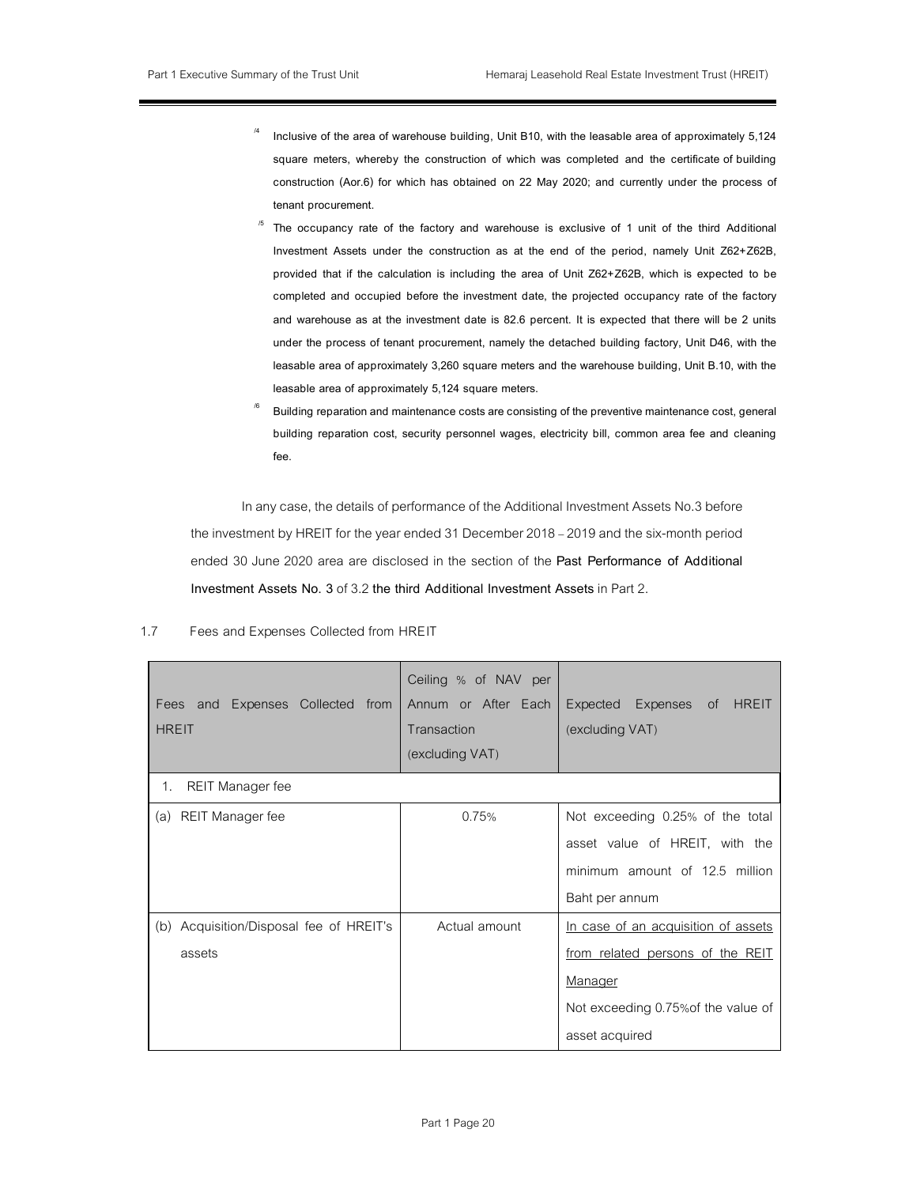[4] Inclusive of the area of warehouse building, Unit B10, with the leasable area of approximately 5,124 square meters, whereby the construction of which was completed and the certificate of building construction (Aor.6) for which has obtained on 22 May 2020; and currently under the process of tenant procurement.

[5] The occupancy rate of the factory and warehouse is exclusive of 1 unit of the third Additional Investment Assets under the construction as at the end of the period, namely Unit Z62+Z62B, provided that if the calculation is including the area of Unit Z62+Z62B, which is expected to be completed and occupied before the investment date, the projected occupancy rate of the factory and warehouse as at the investment date is 82.6 percent. It is expected that there will be 2 units under the process of tenant procurement, namely the detached building factory, Unit D46, with the leasable area of approximately 3,260 square meters and the warehouse building, Unit B.10, with the leasable area of approximately 5,124 square meters.

[6] Building reparation and maintenance costs are consisting of the preventive maintenance cost, general building reparation cost, security personnel wages, electricity bill, common area fee and cleaning fee.

In any case, the details of performance of the Additional Investment Assets No.3 before the investment by HREIT for the year ended 31 December 2018 – 2019 and the six-month period ended 30 June 2020 area are disclosed in the section of the **Past Performance of Additional Investment Assets No. 3** of 3.2 **the third Additional Investment Assets** in Part 2.

1.7 Fees and Expenses Collected from HREIT

| Fees and Expenses Collected from HREIT | Ceiling % of NAV per Annum or After Each Transaction (excluding VAT) | Expected Expenses of HREIT (excluding VAT) |
|---|---|---|
| 1. REIT Manager fee | | |
| (a) REIT Manager fee | 0.75% | Not exceeding 0.25% of the total asset value of HREIT, with the minimum amount of 12.5 million Baht per annum |
| (b) Acquisition/Disposal fee of HREIT's assets | Actual amount | <u>In case of an acquisition of assets from related persons of the REIT Manager</u><br>Not exceeding 0.75%of the value of asset acquired |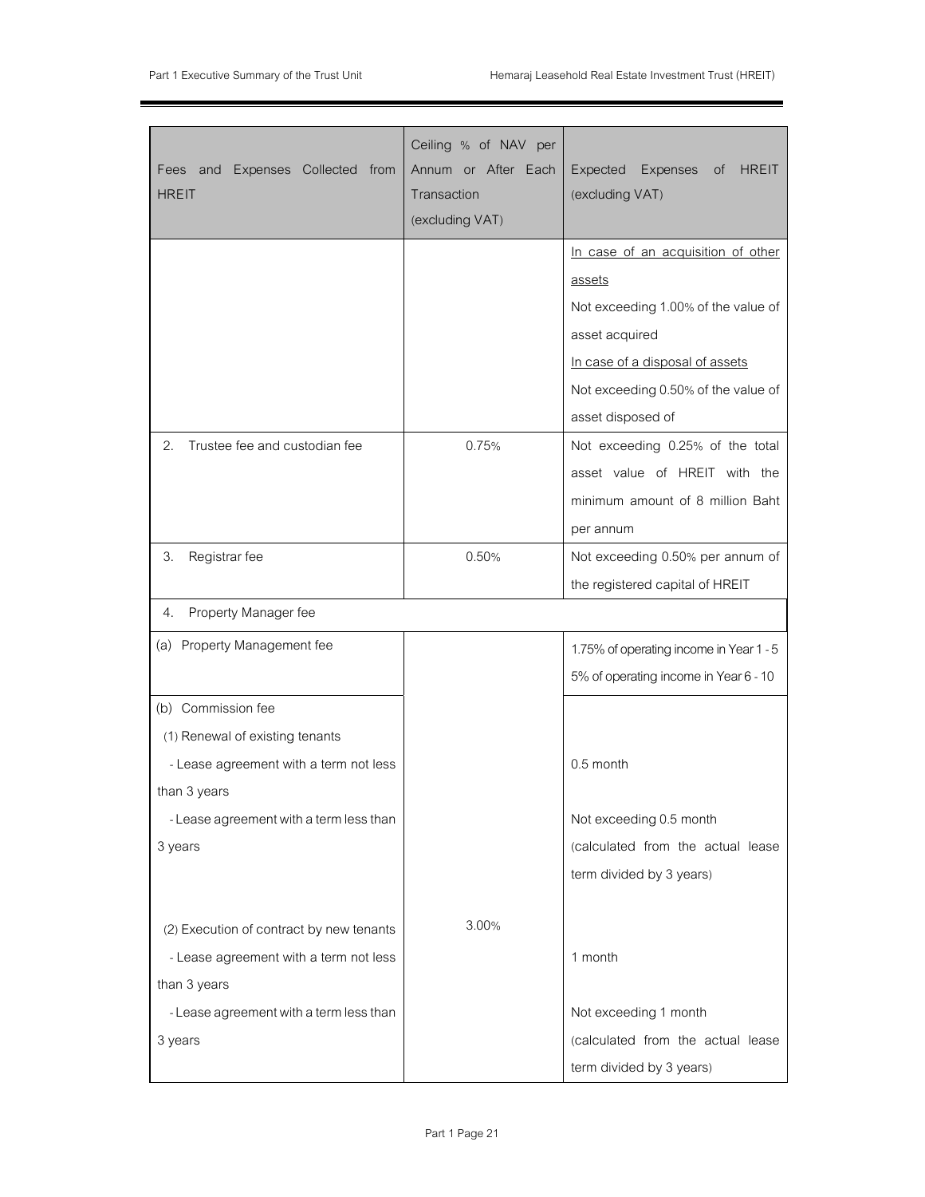| Fees and Expenses Collected from HREIT | Ceiling % of NAV per Annum or After Each Transaction (excluding VAT) | Expected Expenses of HREIT (excluding VAT) |
|---|---|---|
| | | In case of an acquisition of other assets<br>Not exceeding 1.00% of the value of asset acquired<br>In case of a disposal of assets<br>Not exceeding 0.50% of the value of asset disposed of |
| 2. Trustee fee and custodian fee | 0.75% | Not exceeding 0.25% of the total asset value of HREIT with the minimum amount of 8 million Baht per annum |
| 3. Registrar fee | 0.50% | Not exceeding 0.50% per annum of the registered capital of HREIT |
| 4. Property Manager fee | | |
| (a) Property Management fee | 3.00% | 1.75% of operating income in Year 1 - 5<br>5% of operating income in Year 6 - 10 |
| (b) Commission fee<br>(1) Renewal of existing tenants<br>- Lease agreement with a term not less than 3 years<br>- Lease agreement with a term less than 3 years<br><br>(2) Execution of contract by new tenants<br>- Lease agreement with a term not less than 3 years<br>- Lease agreement with a term less than 3 years | | <br><br>0.5 month<br>Not exceeding 0.5 month (calculated from the actual lease term divided by 3 years)<br><br><br>1 month<br>Not exceeding 1 month (calculated from the actual lease term divided by 3 years) |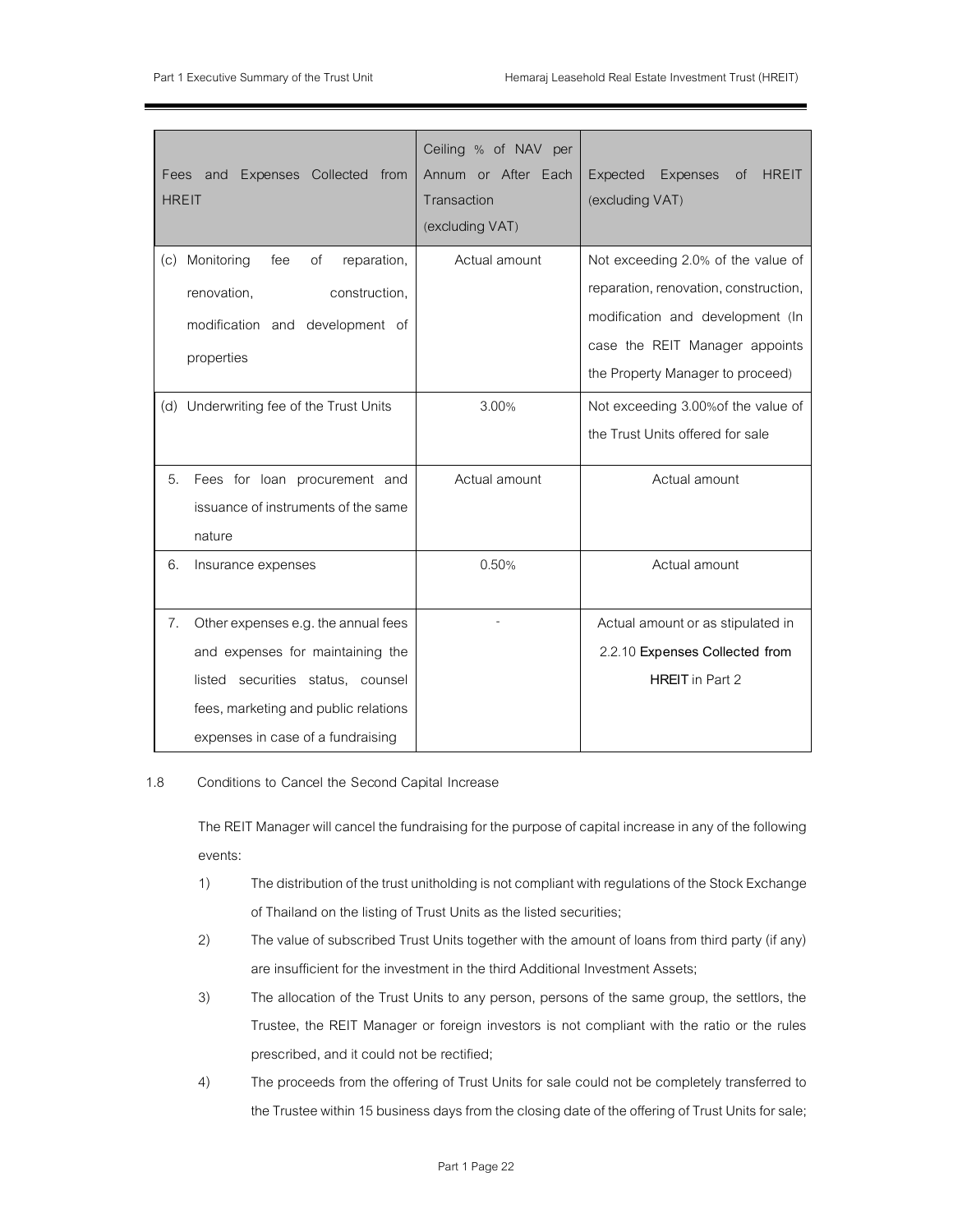| Fees and Expenses Collected from HREIT | Ceiling % of NAV per Annum or After Each Transaction (excluding VAT) | Expected Expenses of HREIT (excluding VAT) |
|---|---|---|
| (c) Monitoring fee of reparation, renovation, construction, modification and development of properties | Actual amount | Not exceeding 2.0% of the value of reparation, renovation, construction, modification and development (In case the REIT Manager appoints the Property Manager to proceed) |
| (d) Underwriting fee of the Trust Units | 3.00% | Not exceeding 3.00%of the value of the Trust Units offered for sale |
| 5. Fees for loan procurement and issuance of instruments of the same nature | Actual amount | Actual amount |
| 6. Insurance expenses | 0.50% | Actual amount |
| 7. Other expenses e.g. the annual fees and expenses for maintaining the listed securities status, counsel fees, marketing and public relations expenses in case of a fundraising | - | Actual amount or as stipulated in 2.2.10 **Expenses Collected from HREIT** in Part 2 |

1.8 Conditions to Cancel the Second Capital Increase

The REIT Manager will cancel the fundraising for the purpose of capital increase in any of the following events:

1) The distribution of the trust unitholding is not compliant with regulations of the Stock Exchange of Thailand on the listing of Trust Units as the listed securities;
2) The value of subscribed Trust Units together with the amount of loans from third party (if any) are insufficient for the investment in the third Additional Investment Assets;
3) The allocation of the Trust Units to any person, persons of the same group, the settlors, the Trustee, the REIT Manager or foreign investors is not compliant with the ratio or the rules prescribed, and it could not be rectified;
4) The proceeds from the offering of Trust Units for sale could not be completely transferred to the Trustee within 15 business days from the closing date of the offering of Trust Units for sale;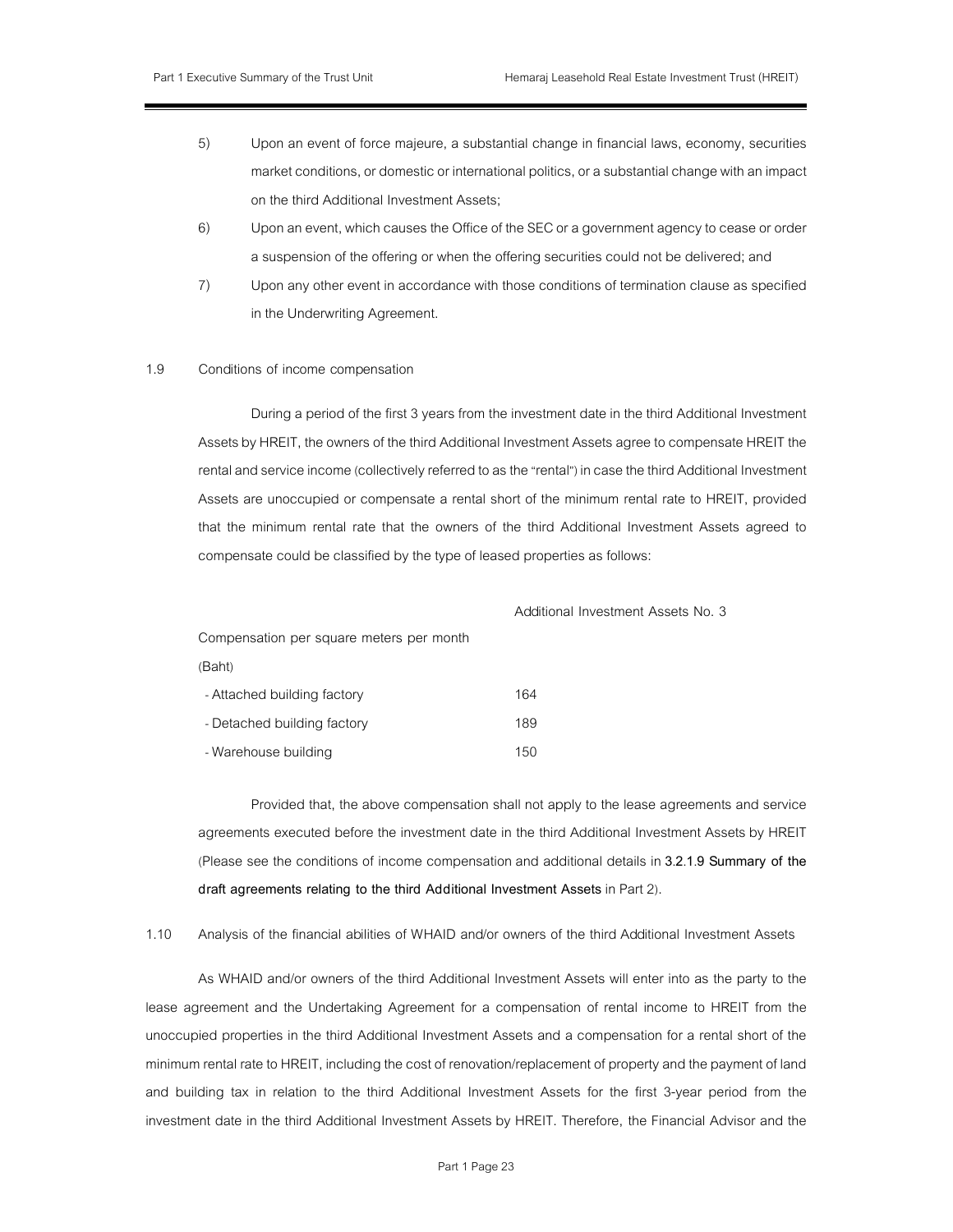5) Upon an event of force majeure, a substantial change in financial laws, economy, securities market conditions, or domestic or international politics, or a substantial change with an impact on the third Additional Investment Assets;

6) Upon an event, which causes the Office of the SEC or a government agency to cease or order a suspension of the offering or when the offering securities could not be delivered; and

7) Upon any other event in accordance with those conditions of termination clause as specified in the Underwriting Agreement.

## 1.9 Conditions of income compensation

During a period of the first 3 years from the investment date in the third Additional Investment Assets by HREIT, the owners of the third Additional Investment Assets agree to compensate HREIT the rental and service income (collectively referred to as the "rental") in case the third Additional Investment Assets are unoccupied or compensate a rental short of the minimum rental rate to HREIT, provided that the minimum rental rate that the owners of the third Additional Investment Assets agreed to compensate could be classified by the type of leased properties as follows:

| | Additional Investment Assets No. 3 |
|---|---|
| Compensation per square meters per month (Baht) | |
| - Attached building factory | 164 |
| - Detached building factory | 189 |
| - Warehouse building | 150 |

Provided that, the above compensation shall not apply to the lease agreements and service agreements executed before the investment date in the third Additional Investment Assets by HREIT (Please see the conditions of income compensation and additional details in **3.2.1.9 Summary of the draft agreements relating to the third Additional Investment Assets** in Part 2).

## 1.10 Analysis of the financial abilities of WHAID and/or owners of the third Additional Investment Assets

As WHAID and/or owners of the third Additional Investment Assets will enter into as the party to the lease agreement and the Undertaking Agreement for a compensation of rental income to HREIT from the unoccupied properties in the third Additional Investment Assets and a compensation for a rental short of the minimum rental rate to HREIT, including the cost of renovation/replacement of property and the payment of land and building tax in relation to the third Additional Investment Assets for the first 3-year period from the investment date in the third Additional Investment Assets by HREIT. Therefore, the Financial Advisor and the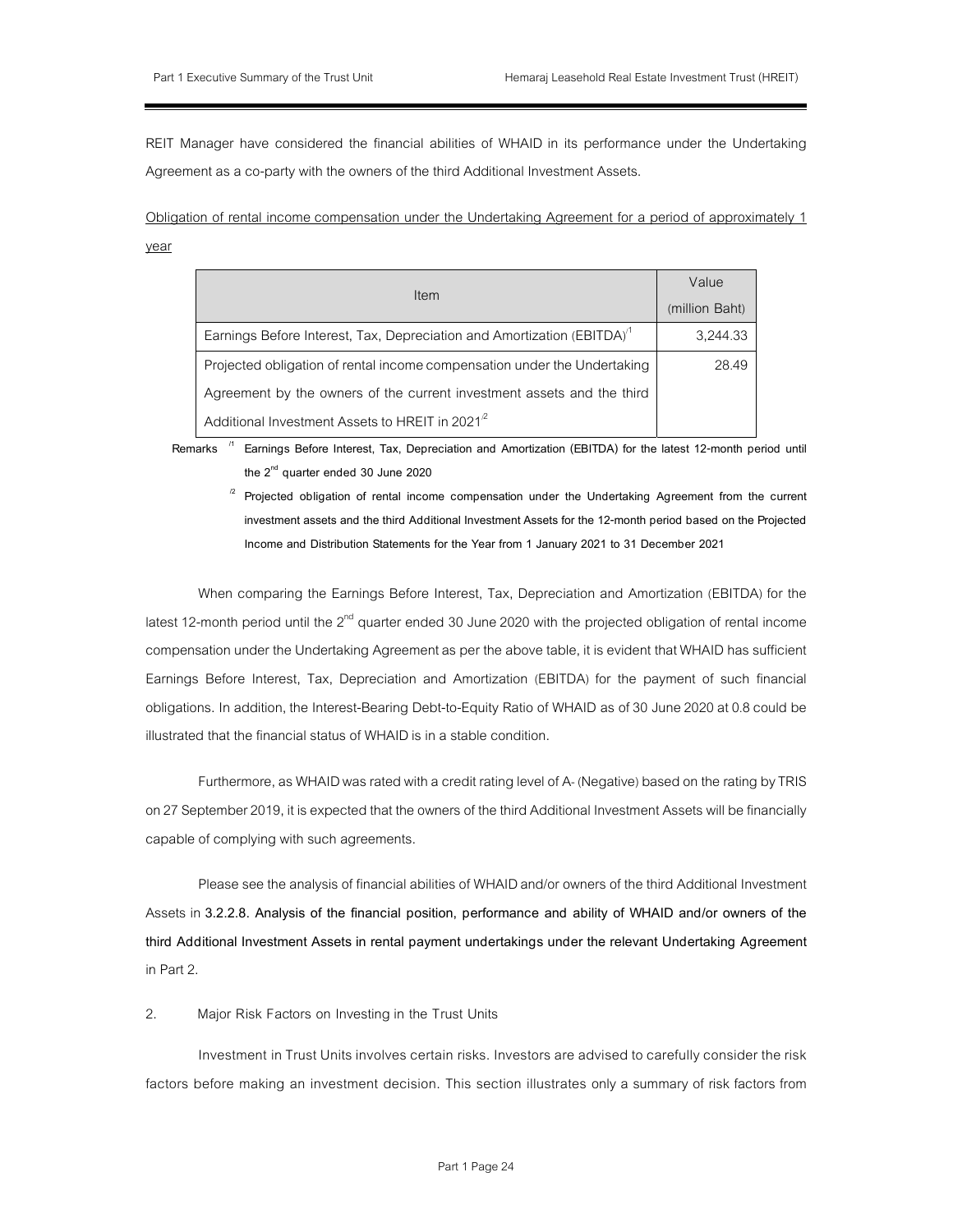REIT Manager have considered the financial abilities of WHAID in its performance under the Undertaking Agreement as a co-party with the owners of the third Additional Investment Assets.

<u>Obligation of rental income compensation under the Undertaking Agreement for a period of approximately 1 year</u>

| Item | Value (million Baht) |
|---|---|
| Earnings Before Interest, Tax, Depreciation and Amortization (EBITDA)[/1] | 3,244.33 |
| Projected obligation of rental income compensation under the Undertaking Agreement by the owners of the current investment assets and the third Additional Investment Assets to HREIT in 2021[/2] | 28.49 |

**Remarks** [/1] **Earnings Before Interest, Tax, Depreciation and Amortization (EBITDA) for the latest 12-month period until the 2nd quarter ended 30 June 2020**

[/2] **Projected obligation of rental income compensation under the Undertaking Agreement from the current investment assets and the third Additional Investment Assets for the 12-month period based on the Projected Income and Distribution Statements for the Year from 1 January 2021 to 31 December 2021**

When comparing the Earnings Before Interest, Tax, Depreciation and Amortization (EBITDA) for the latest 12-month period until the 2nd quarter ended 30 June 2020 with the projected obligation of rental income compensation under the Undertaking Agreement as per the above table, it is evident that WHAID has sufficient Earnings Before Interest, Tax, Depreciation and Amortization (EBITDA) for the payment of such financial obligations. In addition, the Interest-Bearing Debt-to-Equity Ratio of WHAID as of 30 June 2020 at 0.8 could be illustrated that the financial status of WHAID is in a stable condition.

Furthermore, as WHAID was rated with a credit rating level of A- (Negative) based on the rating by TRIS on 27 September 2019, it is expected that the owners of the third Additional Investment Assets will be financially capable of complying with such agreements.

Please see the analysis of financial abilities of WHAID and/or owners of the third Additional Investment Assets in **3.2.2.8. Analysis of the financial position, performance and ability of WHAID and/or owners of the third Additional Investment Assets in rental payment undertakings under the relevant Undertaking Agreement** in Part 2.

2. Major Risk Factors on Investing in the Trust Units

Investment in Trust Units involves certain risks. Investors are advised to carefully consider the risk factors before making an investment decision. This section illustrates only a summary of risk factors from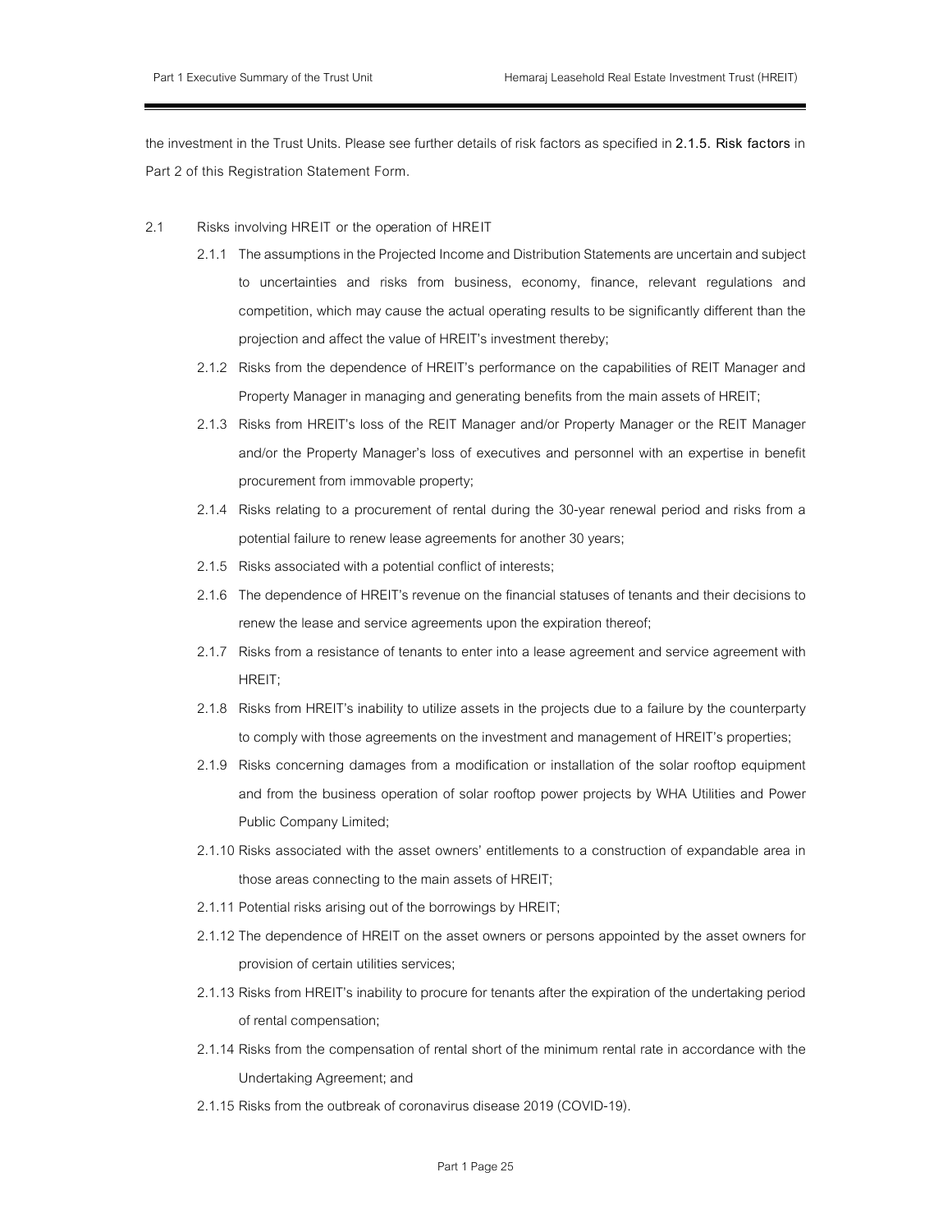the investment in the Trust Units. Please see further details of risk factors as specified in **2.1.5. Risk factors** in Part 2 of this Registration Statement Form.

2.1 Risks involving HREIT or the operation of HREIT

- 2.1.1 The assumptions in the Projected Income and Distribution Statements are uncertain and subject to uncertainties and risks from business, economy, finance, relevant regulations and competition, which may cause the actual operating results to be significantly different than the projection and affect the value of HREIT's investment thereby;
- 2.1.2 Risks from the dependence of HREIT's performance on the capabilities of REIT Manager and Property Manager in managing and generating benefits from the main assets of HREIT;
- 2.1.3 Risks from HREIT's loss of the REIT Manager and/or Property Manager or the REIT Manager and/or the Property Manager's loss of executives and personnel with an expertise in benefit procurement from immovable property;
- 2.1.4 Risks relating to a procurement of rental during the 30-year renewal period and risks from a potential failure to renew lease agreements for another 30 years;
- 2.1.5 Risks associated with a potential conflict of interests;
- 2.1.6 The dependence of HREIT's revenue on the financial statuses of tenants and their decisions to renew the lease and service agreements upon the expiration thereof;
- 2.1.7 Risks from a resistance of tenants to enter into a lease agreement and service agreement with HREIT;
- 2.1.8 Risks from HREIT's inability to utilize assets in the projects due to a failure by the counterparty to comply with those agreements on the investment and management of HREIT's properties;
- 2.1.9 Risks concerning damages from a modification or installation of the solar rooftop equipment and from the business operation of solar rooftop power projects by WHA Utilities and Power Public Company Limited;
- 2.1.10 Risks associated with the asset owners' entitlements to a construction of expandable area in those areas connecting to the main assets of HREIT;
- 2.1.11 Potential risks arising out of the borrowings by HREIT;
- 2.1.12 The dependence of HREIT on the asset owners or persons appointed by the asset owners for provision of certain utilities services;
- 2.1.13 Risks from HREIT's inability to procure for tenants after the expiration of the undertaking period of rental compensation;
- 2.1.14 Risks from the compensation of rental short of the minimum rental rate in accordance with the Undertaking Agreement; and
- 2.1.15 Risks from the outbreak of coronavirus disease 2019 (COVID-19).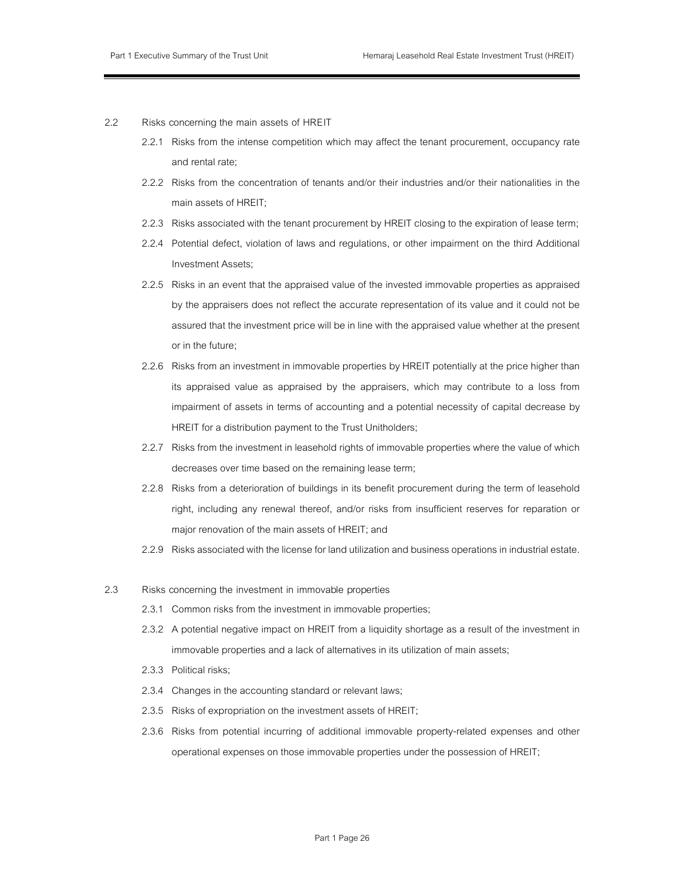2.2 Risks concerning the main assets of HREIT

- 2.2.1 Risks from the intense competition which may affect the tenant procurement, occupancy rate and rental rate;
- 2.2.2 Risks from the concentration of tenants and/or their industries and/or their nationalities in the main assets of HREIT;
- 2.2.3 Risks associated with the tenant procurement by HREIT closing to the expiration of lease term;
- 2.2.4 Potential defect, violation of laws and regulations, or other impairment on the third Additional Investment Assets;
- 2.2.5 Risks in an event that the appraised value of the invested immovable properties as appraised by the appraisers does not reflect the accurate representation of its value and it could not be assured that the investment price will be in line with the appraised value whether at the present or in the future;
- 2.2.6 Risks from an investment in immovable properties by HREIT potentially at the price higher than its appraised value as appraised by the appraisers, which may contribute to a loss from impairment of assets in terms of accounting and a potential necessity of capital decrease by HREIT for a distribution payment to the Trust Unitholders;
- 2.2.7 Risks from the investment in leasehold rights of immovable properties where the value of which decreases over time based on the remaining lease term;
- 2.2.8 Risks from a deterioration of buildings in its benefit procurement during the term of leasehold right, including any renewal thereof, and/or risks from insufficient reserves for reparation or major renovation of the main assets of HREIT; and
- 2.2.9 Risks associated with the license for land utilization and business operations in industrial estate.

2.3 Risks concerning the investment in immovable properties

- 2.3.1 Common risks from the investment in immovable properties;
- 2.3.2 A potential negative impact on HREIT from a liquidity shortage as a result of the investment in immovable properties and a lack of alternatives in its utilization of main assets;
- 2.3.3 Political risks;
- 2.3.4 Changes in the accounting standard or relevant laws;
- 2.3.5 Risks of expropriation on the investment assets of HREIT;
- 2.3.6 Risks from potential incurring of additional immovable property-related expenses and other operational expenses on those immovable properties under the possession of HREIT;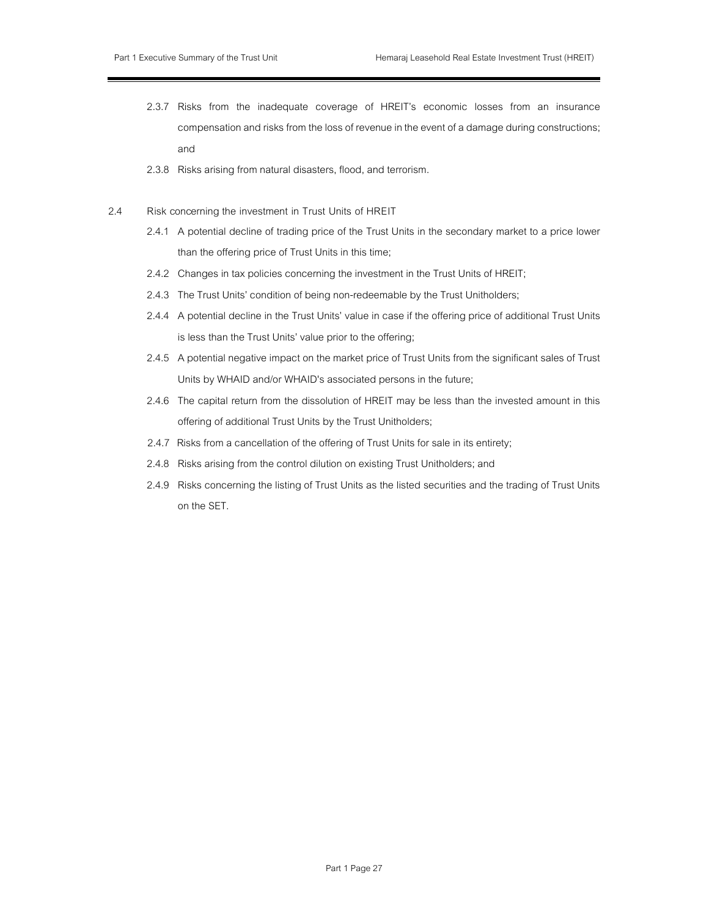2.3.7 Risks from the inadequate coverage of HREIT's economic losses from an insurance compensation and risks from the loss of revenue in the event of a damage during constructions; and

2.3.8 Risks arising from natural disasters, flood, and terrorism.

2.4 Risk concerning the investment in Trust Units of HREIT

2.4.1 A potential decline of trading price of the Trust Units in the secondary market to a price lower than the offering price of Trust Units in this time;

2.4.2 Changes in tax policies concerning the investment in the Trust Units of HREIT;

2.4.3 The Trust Units' condition of being non-redeemable by the Trust Unitholders;

2.4.4 A potential decline in the Trust Units' value in case if the offering price of additional Trust Units is less than the Trust Units' value prior to the offering;

2.4.5 A potential negative impact on the market price of Trust Units from the significant sales of Trust Units by WHAID and/or WHAID's associated persons in the future;

2.4.6 The capital return from the dissolution of HREIT may be less than the invested amount in this offering of additional Trust Units by the Trust Unitholders;

2.4.7 Risks from a cancellation of the offering of Trust Units for sale in its entirety;

2.4.8 Risks arising from the control dilution on existing Trust Unitholders; and

2.4.9 Risks concerning the listing of Trust Units as the listed securities and the trading of Trust Units on the SET.